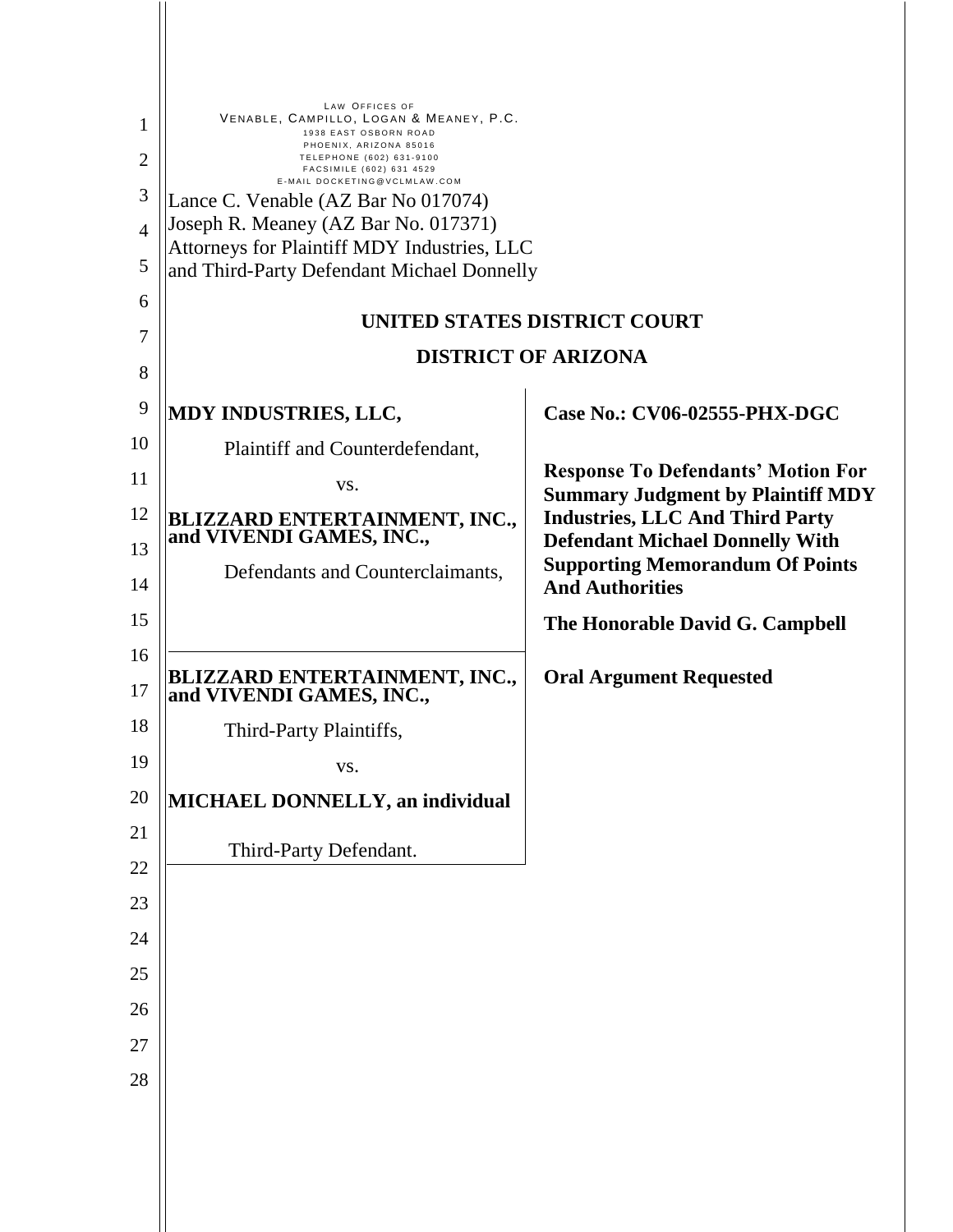LAW OFFICES OF
VENABLE, CAMPILLO, LOGAN & MEANEY, P.C.
1938 EAST OSBORN ROAD
PHOENIX, ARIZONA 85016
TELEPHONE (602) 631-9100
FACSIMILE (602) 631 4529
E-MAIL DOCKETING@VCLMLAW.COM

Lance C. Venable (AZ Bar No 017074)
Joseph R. Meaney (AZ Bar No. 017371)
Attorneys for Plaintiff MDY Industries, LLC
and Third-Party Defendant Michael Donnelly

**UNITED STATES DISTRICT COURT**

**DISTRICT OF ARIZONA**

**MDY INDUSTRIES, LLC,**

Plaintiff and Counterdefendant,

vs.

**BLIZZARD ENTERTAINMENT, INC., and VIVENDI GAMES, INC.,**

Defendants and Counterclaimants,

---

**BLIZZARD ENTERTAINMENT, INC., and VIVENDI GAMES, INC.,**

Third-Party Plaintiffs,

vs.

**MICHAEL DONNELLY, an individual**

Third-Party Defendant.

**Case No.: CV06-02555-PHX-DGC**

**Response To Defendants' Motion For Summary Judgment by Plaintiff MDY Industries, LLC And Third Party Defendant Michael Donnelly With Supporting Memorandum Of Points And Authorities**

**The Honorable David G. Campbell**

**Oral Argument Requested**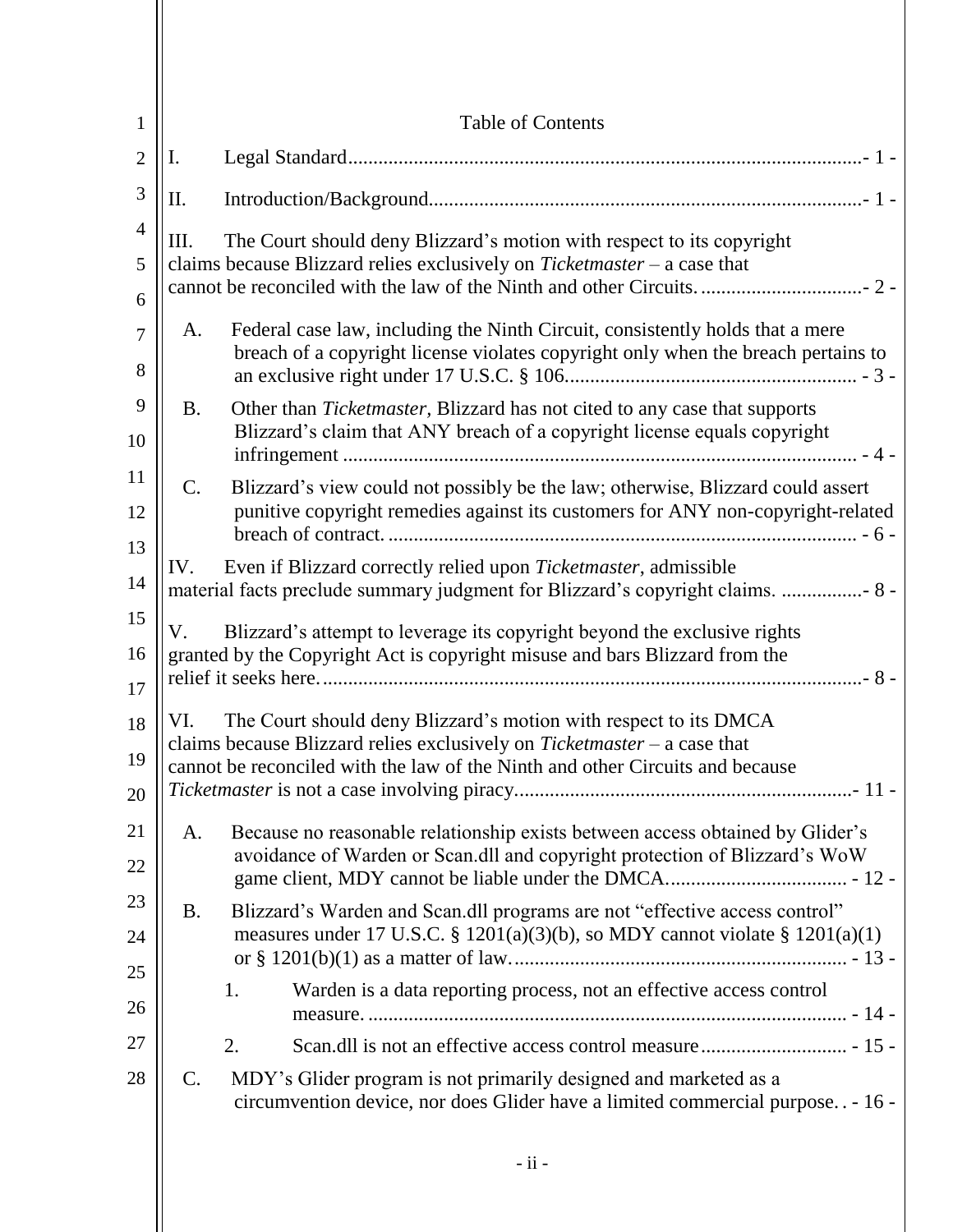# Table of Contents

I. Legal Standard ....................................................................................................- 1 -

II. Introduction/Background....................................................................................- 1 -

III. The Court should deny Blizzard's motion with respect to its copyright claims because Blizzard relies exclusively on *Ticketmaster* – a case that cannot be reconciled with the law of the Ninth and other Circuits. ...............................- 2 -

- A. Federal case law, including the Ninth Circuit, consistently holds that a mere breach of a copyright license violates copyright only when the breach pertains to an exclusive right under 17 U.S.C. § 106......................................................... - 3 -
- B. Other than *Ticketmaster*, Blizzard has not cited to any case that supports Blizzard's claim that ANY breach of a copyright license equals copyright infringement ..................................................................................................... - 4 -
- C. Blizzard's view could not possibly be the law; otherwise, Blizzard could assert punitive copyright remedies against its customers for ANY non-copyright-related breach of contract. ............................................................................................ - 6 -

IV. Even if Blizzard correctly relied upon *Ticketmaster*, admissible material facts preclude summary judgment for Blizzard's copyright claims. ................- 8 -

V. Blizzard's attempt to leverage its copyright beyond the exclusive rights granted by the Copyright Act is copyright misuse and bars Blizzard from the relief it seeks here. ........................................................................................................- 8 -

VI. The Court should deny Blizzard's motion with respect to its DMCA claims because Blizzard relies exclusively on *Ticketmaster* – a case that cannot be reconciled with the law of the Ninth and other Circuits and because *Ticketmaster* is not a case involving piracy..................................................................- 11 -

- A. Because no reasonable relationship exists between access obtained by Glider's avoidance of Warden or Scan.dll and copyright protection of Blizzard's WoW game client, MDY cannot be liable under the DMCA................................... - 12 -
- B. Blizzard's Warden and Scan.dll programs are not "effective access control" measures under 17 U.S.C. § 1201(a)(3)(b), so MDY cannot violate § 1201(a)(1) or § 1201(b)(1) as a matter of law. ................................................................. - 13 -
  1. Warden is a data reporting process, not an effective access control measure. .............................................................................................. - 14 -
  2. Scan.dll is not an effective access control measure ............................ - 15 -
- C. MDY's Glider program is not primarily designed and marketed as a circumvention device, nor does Glider have a limited commercial purpose. . - 16 -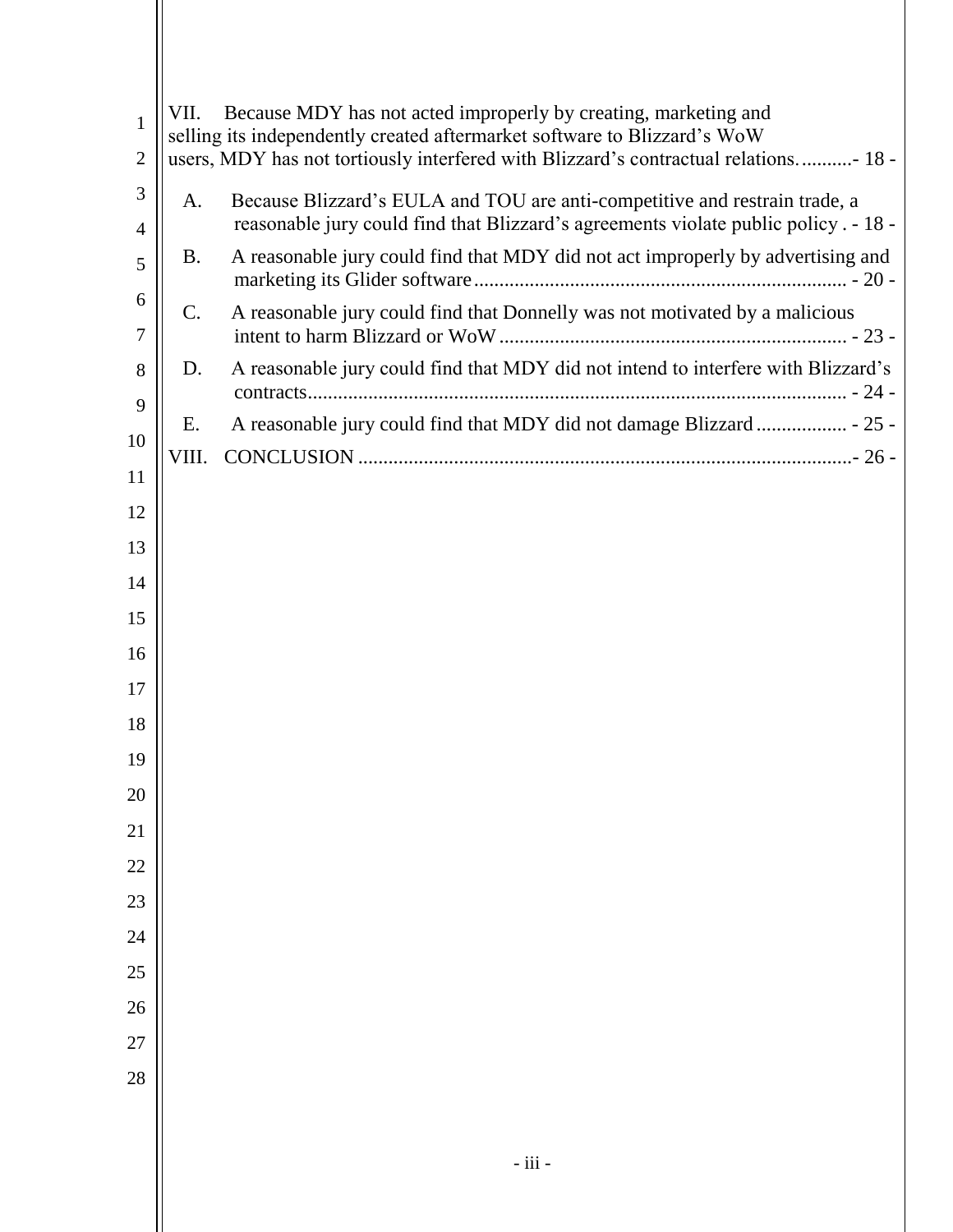VII. Because MDY has not acted improperly by creating, marketing and selling its independently created aftermarket software to Blizzard's WoW users, MDY has not tortiously interfered with Blizzard's contractual relations. .......... - 18 -

- A. Because Blizzard's EULA and TOU are anti-competitive and restrain trade, a reasonable jury could find that Blizzard's agreements violate public policy . - 18 -
- B. A reasonable jury could find that MDY did not act improperly by advertising and marketing its Glider software .......................................................................... - 20 -
- C. A reasonable jury could find that Donnelly was not motivated by a malicious intent to harm Blizzard or WoW ..................................................................... - 23 -
- D. A reasonable jury could find that MDY did not intend to interfere with Blizzard's contracts.......................................................................................................... - 24 -
- E. A reasonable jury could find that MDY did not damage Blizzard .................. - 25 -

VIII. CONCLUSION .................................................................................................- 26 -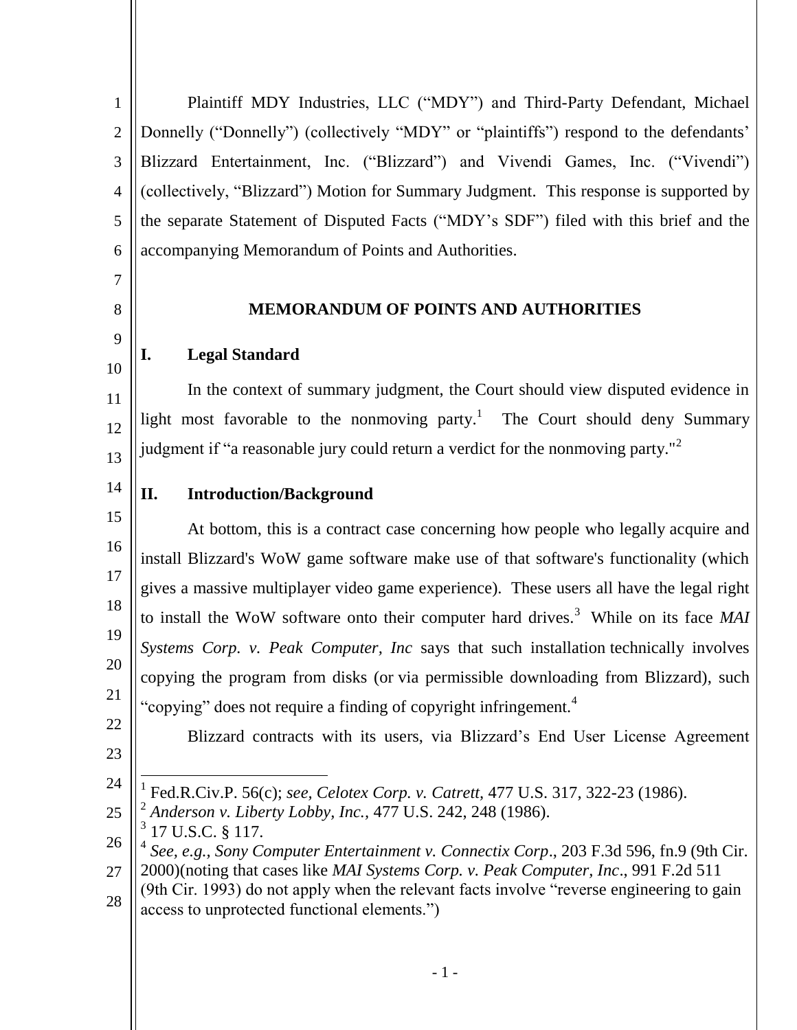Plaintiff MDY Industries, LLC ("MDY") and Third-Party Defendant, Michael Donnelly ("Donnelly") (collectively "MDY" or "plaintiffs") respond to the defendants' Blizzard Entertainment, Inc. ("Blizzard") and Vivendi Games, Inc. ("Vivendi") (collectively, "Blizzard") Motion for Summary Judgment. This response is supported by the separate Statement of Disputed Facts ("MDY's SDF") filed with this brief and the accompanying Memorandum of Points and Authorities.

## MEMORANDUM OF POINTS AND AUTHORITIES

### I. Legal Standard

In the context of summary judgment, the Court should view disputed evidence in light most favorable to the nonmoving party.[1] The Court should deny Summary judgment if "a reasonable jury could return a verdict for the nonmoving party."[2]

### II. Introduction/Background

At bottom, this is a contract case concerning how people who legally acquire and install Blizzard's WoW game software make use of that software's functionality (which gives a massive multiplayer video game experience). These users all have the legal right to install the WoW software onto their computer hard drives.[3] While on its face *MAI Systems Corp. v. Peak Computer, Inc* says that such installation technically involves copying the program from disks (or via permissible downloading from Blizzard), such "copying" does not require a finding of copyright infringement.[4]

Blizzard contracts with its users, via Blizzard's End User License Agreement

---

[1] Fed.R.Civ.P. 56(c); *see*, *Celotex Corp. v. Catrett*, 477 U.S. 317, 322-23 (1986).

[2] *Anderson v. Liberty Lobby, Inc.*, 477 U.S. 242, 248 (1986).

[3] 17 U.S.C. § 117.

[4] *See, e.g.*, *Sony Computer Entertainment v. Connectix Corp*., 203 F.3d 596, fn.9 (9th Cir. 2000)(noting that cases like *MAI Systems Corp. v. Peak Computer, Inc*., 991 F.2d 511 (9th Cir. 1993) do not apply when the relevant facts involve "reverse engineering to gain access to unprotected functional elements.")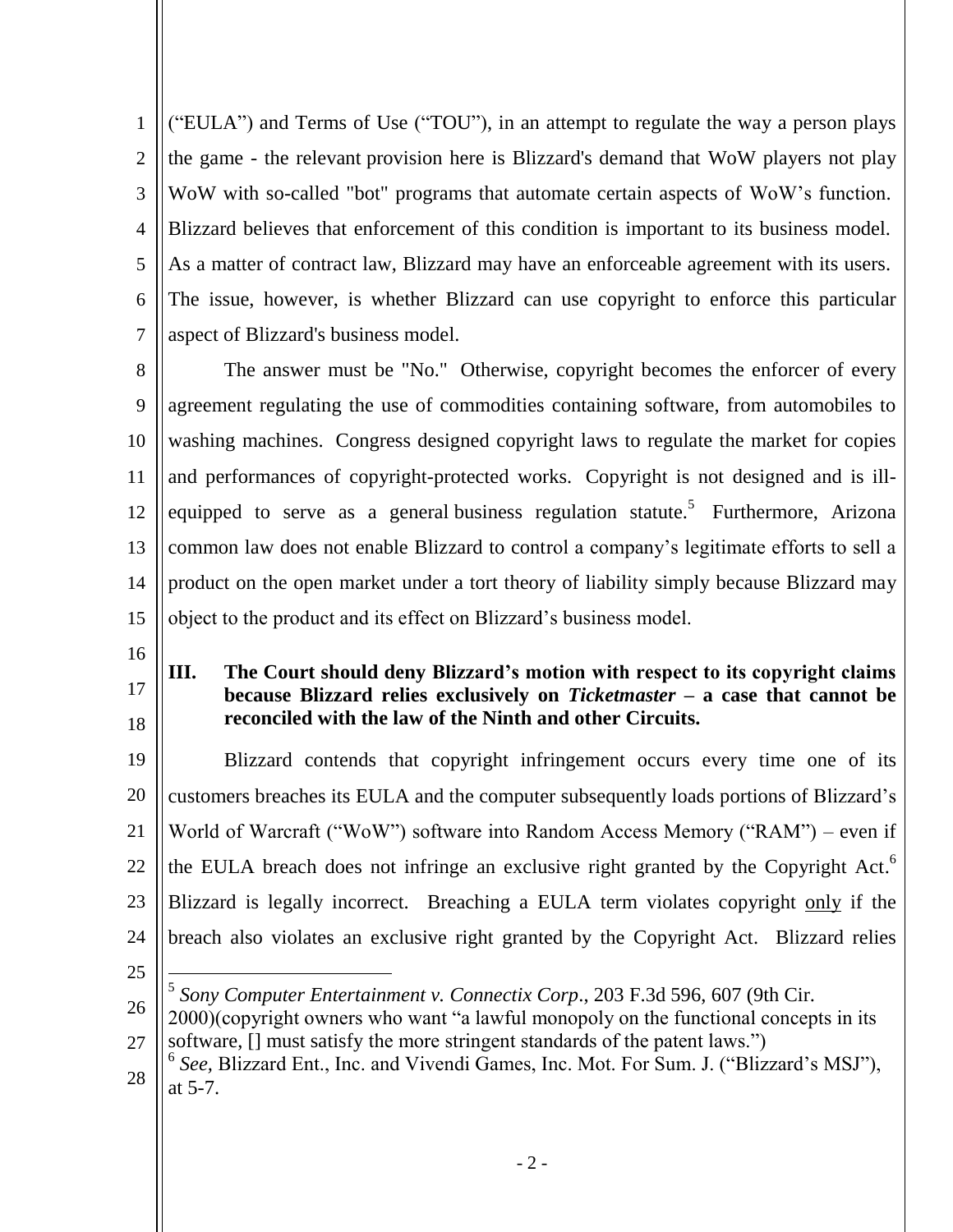("EULA") and Terms of Use ("TOU"), in an attempt to regulate the way a person plays the game - the relevant provision here is Blizzard's demand that WoW players not play WoW with so-called "bot" programs that automate certain aspects of WoW's function. Blizzard believes that enforcement of this condition is important to its business model. As a matter of contract law, Blizzard may have an enforceable agreement with its users. The issue, however, is whether Blizzard can use copyright to enforce this particular aspect of Blizzard's business model.

The answer must be "No." Otherwise, copyright becomes the enforcer of every agreement regulating the use of commodities containing software, from automobiles to washing machines. Congress designed copyright laws to regulate the market for copies and performances of copyright-protected works. Copyright is not designed and is ill-equipped to serve as a general business regulation statute.[5] Furthermore, Arizona common law does not enable Blizzard to control a company's legitimate efforts to sell a product on the open market under a tort theory of liability simply because Blizzard may object to the product and its effect on Blizzard's business model.

## III. The Court should deny Blizzard's motion with respect to its copyright claims because Blizzard relies exclusively on *Ticketmaster* – a case that cannot be reconciled with the law of the Ninth and other Circuits.

Blizzard contends that copyright infringement occurs every time one of its customers breaches its EULA and the computer subsequently loads portions of Blizzard's World of Warcraft ("WoW") software into Random Access Memory ("RAM") – even if the EULA breach does not infringe an exclusive right granted by the Copyright Act.[6] Blizzard is legally incorrect. Breaching a EULA term violates copyright only if the breach also violates an exclusive right granted by the Copyright Act. Blizzard relies

---

[5] *Sony Computer Entertainment v. Connectix Corp*., 203 F.3d 596, 607 (9th Cir. 2000)(copyright owners who want "a lawful monopoly on the functional concepts in its software, [] must satisfy the more stringent standards of the patent laws.")

[6] *See,* Blizzard Ent., Inc. and Vivendi Games, Inc. Mot. For Sum. J. ("Blizzard's MSJ"), at 5-7.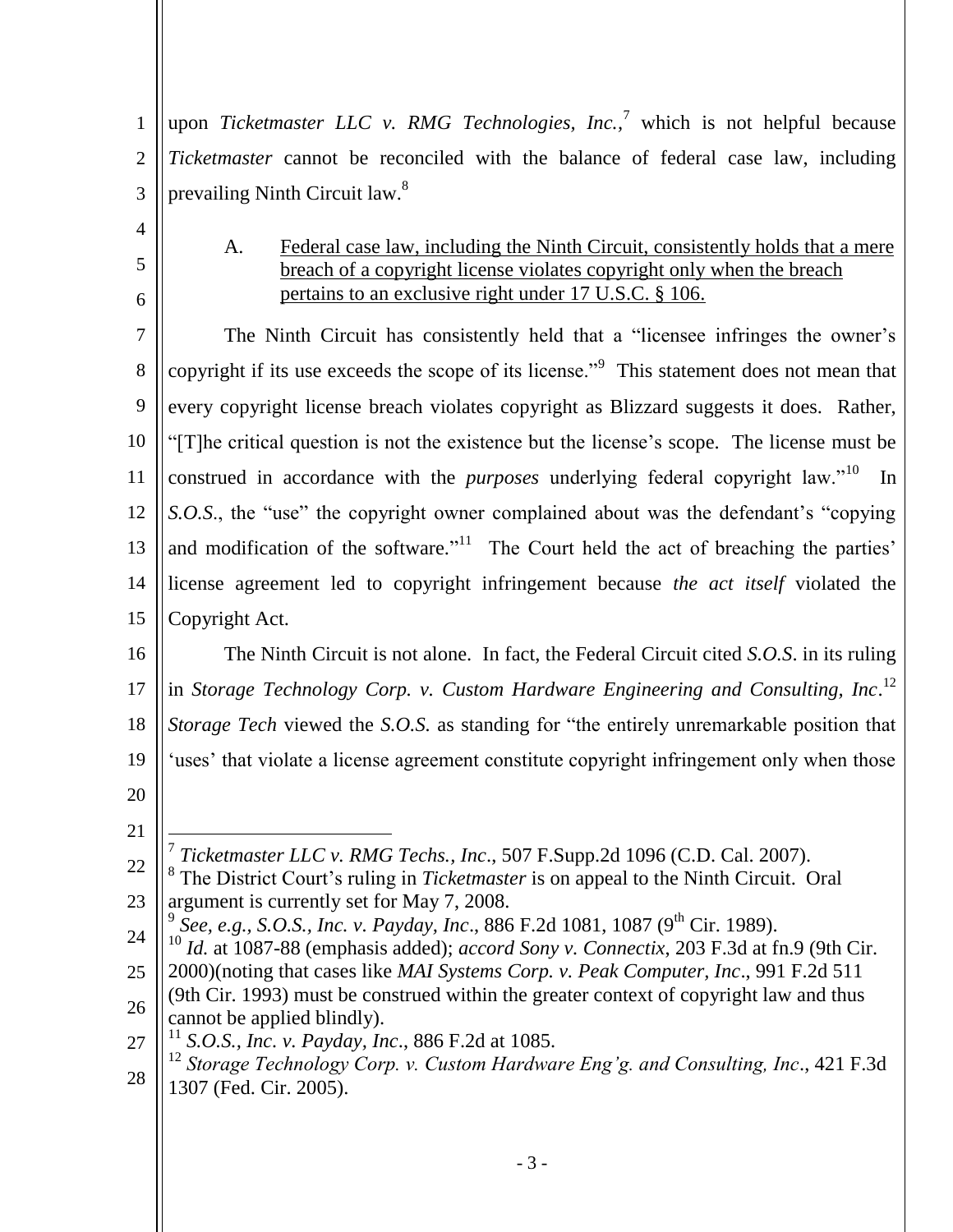upon *Ticketmaster LLC v. RMG Technologies, Inc.*,[7] which is not helpful because *Ticketmaster* cannot be reconciled with the balance of federal case law, including prevailing Ninth Circuit law.[8]

A. <u>Federal case law, including the Ninth Circuit, consistently holds that a mere breach of a copyright license violates copyright only when the breach pertains to an exclusive right under 17 U.S.C. § 106.</u>

The Ninth Circuit has consistently held that a "licensee infringes the owner's copyright if its use exceeds the scope of its license."[9] This statement does not mean that every copyright license breach violates copyright as Blizzard suggests it does. Rather, "[T]he critical question is not the existence but the license's scope. The license must be construed in accordance with the *purposes* underlying federal copyright law."[10] In *S.O.S.*, the "use" the copyright owner complained about was the defendant's "copying and modification of the software."[11] The Court held the act of breaching the parties' license agreement led to copyright infringement because *the act itself* violated the Copyright Act.

The Ninth Circuit is not alone. In fact, the Federal Circuit cited *S.O.S.* in its ruling in *Storage Technology Corp. v. Custom Hardware Engineering and Consulting, Inc*.[12] *Storage Tech* viewed the *S.O.S.* as standing for "the entirely unremarkable position that 'uses' that violate a license agreement constitute copyright infringement only when those

---

[7] *Ticketmaster LLC v. RMG Techs., Inc*., 507 F.Supp.2d 1096 (C.D. Cal. 2007).

[8] The District Court's ruling in *Ticketmaster* is on appeal to the Ninth Circuit. Oral argument is currently set for May 7, 2008.

[9] *See, e.g., S.O.S., Inc. v. Payday, Inc*., 886 F.2d 1081, 1087 (9th Cir. 1989).

[10] *Id.* at 1087-88 (emphasis added); *accord Sony v. Connectix*, 203 F.3d at fn.9 (9th Cir. 2000)(noting that cases like *MAI Systems Corp. v. Peak Computer, Inc*., 991 F.2d 511 (9th Cir. 1993) must be construed within the greater context of copyright law and thus cannot be applied blindly).

[11] *S.O.S., Inc. v. Payday, Inc*., 886 F.2d at 1085.

[12] *Storage Technology Corp. v. Custom Hardware Eng'g. and Consulting, Inc*., 421 F.3d 1307 (Fed. Cir. 2005).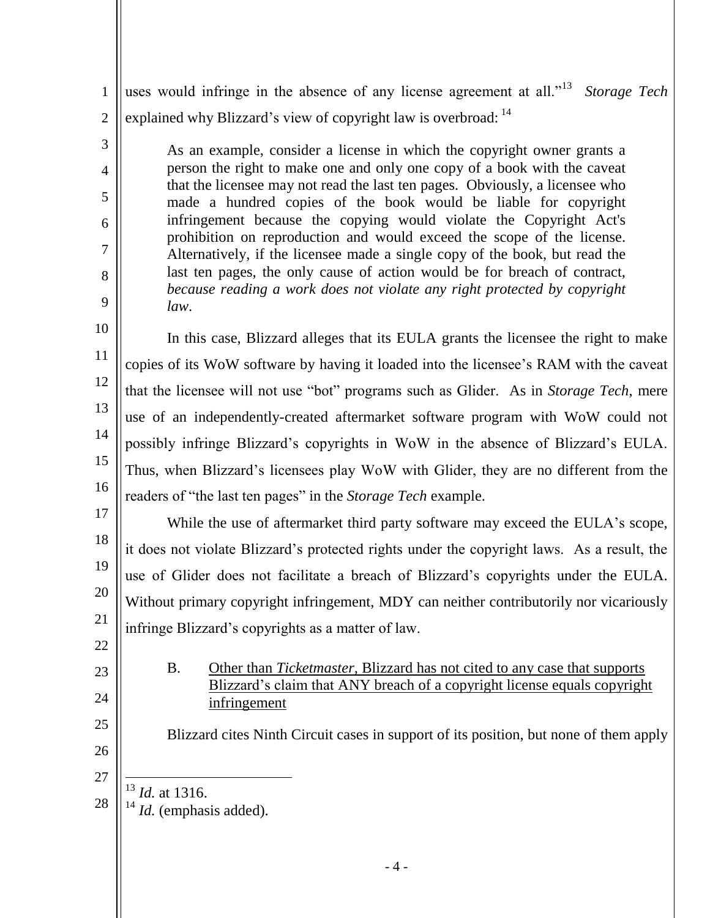uses would infringe in the absence of any license agreement at all."[13] *Storage Tech* explained why Blizzard's view of copyright law is overbroad: [14]

> As an example, consider a license in which the copyright owner grants a person the right to make one and only one copy of a book with the caveat that the licensee may not read the last ten pages. Obviously, a licensee who made a hundred copies of the book would be liable for copyright infringement because the copying would violate the Copyright Act's prohibition on reproduction and would exceed the scope of the license. Alternatively, if the licensee made a single copy of the book, but read the last ten pages, the only cause of action would be for breach of contract, *because reading a work does not violate any right protected by copyright law*.

In this case, Blizzard alleges that its EULA grants the licensee the right to make copies of its WoW software by having it loaded into the licensee's RAM with the caveat that the licensee will not use "bot" programs such as Glider. As in *Storage Tech*, mere use of an independently-created aftermarket software program with WoW could not possibly infringe Blizzard's copyrights in WoW in the absence of Blizzard's EULA. Thus, when Blizzard's licensees play WoW with Glider, they are no different from the readers of "the last ten pages" in the *Storage Tech* example.

While the use of aftermarket third party software may exceed the EULA's scope, it does not violate Blizzard's protected rights under the copyright laws. As a result, the use of Glider does not facilitate a breach of Blizzard's copyrights under the EULA. Without primary copyright infringement, MDY can neither contributorily nor vicariously infringe Blizzard's copyrights as a matter of law.

### B. Other than *Ticketmaster*, Blizzard has not cited to any case that supports Blizzard's claim that ANY breach of a copyright license equals copyright infringement

Blizzard cites Ninth Circuit cases in support of its position, but none of them apply

---

[13] *Id.* at 1316.

[14] *Id.* (emphasis added).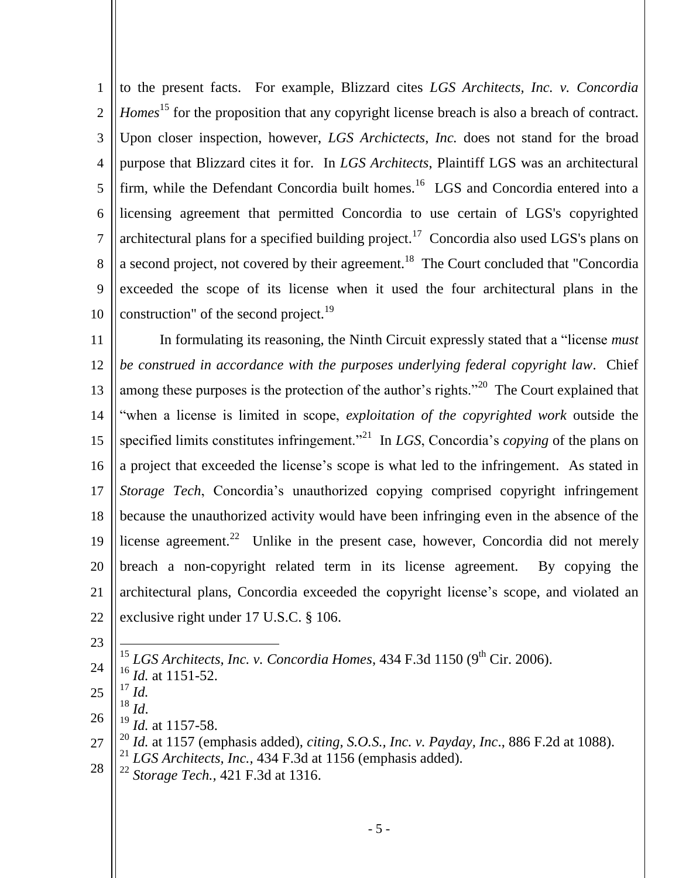to the present facts. For example, Blizzard cites *LGS Architects, Inc. v. Concordia Homes*[15] for the proposition that any copyright license breach is also a breach of contract. Upon closer inspection, however, *LGS Archictects, Inc.* does not stand for the broad purpose that Blizzard cites it for. In *LGS Architects*, Plaintiff LGS was an architectural firm, while the Defendant Concordia built homes.[16] LGS and Concordia entered into a licensing agreement that permitted Concordia to use certain of LGS's copyrighted architectural plans for a specified building project.[17] Concordia also used LGS's plans on a second project, not covered by their agreement.[18] The Court concluded that "Concordia exceeded the scope of its license when it used the four architectural plans in the construction" of the second project.[19]

In formulating its reasoning, the Ninth Circuit expressly stated that a "license *must be construed in accordance with the purposes underlying federal copyright law*. Chief among these purposes is the protection of the author's rights."[20] The Court explained that "when a license is limited in scope, *exploitation of the copyrighted work* outside the specified limits constitutes infringement."[21] In *LGS*, Concordia's *copying* of the plans on a project that exceeded the license's scope is what led to the infringement. As stated in *Storage Tech*, Concordia's unauthorized copying comprised copyright infringement because the unauthorized activity would have been infringing even in the absence of the license agreement.[22] Unlike in the present case, however, Concordia did not merely breach a non-copyright related term in its license agreement. By copying the architectural plans, Concordia exceeded the copyright license's scope, and violated an exclusive right under 17 U.S.C. § 106.

---

[15] *LGS Architects, Inc. v. Concordia Homes*, 434 F.3d 1150 (9th Cir. 2006).
[16] *Id.* at 1151-52.
[17] *Id.*
[18] *Id*.
[19] *Id.* at 1157-58.
[20] *Id.* at 1157 (emphasis added), *citing*, *S.O.S., Inc. v. Payday, Inc*., 886 F.2d at 1088).
[21] *LGS Architects, Inc.*, 434 F.3d at 1156 (emphasis added).
[22] *Storage Tech.*, 421 F.3d at 1316.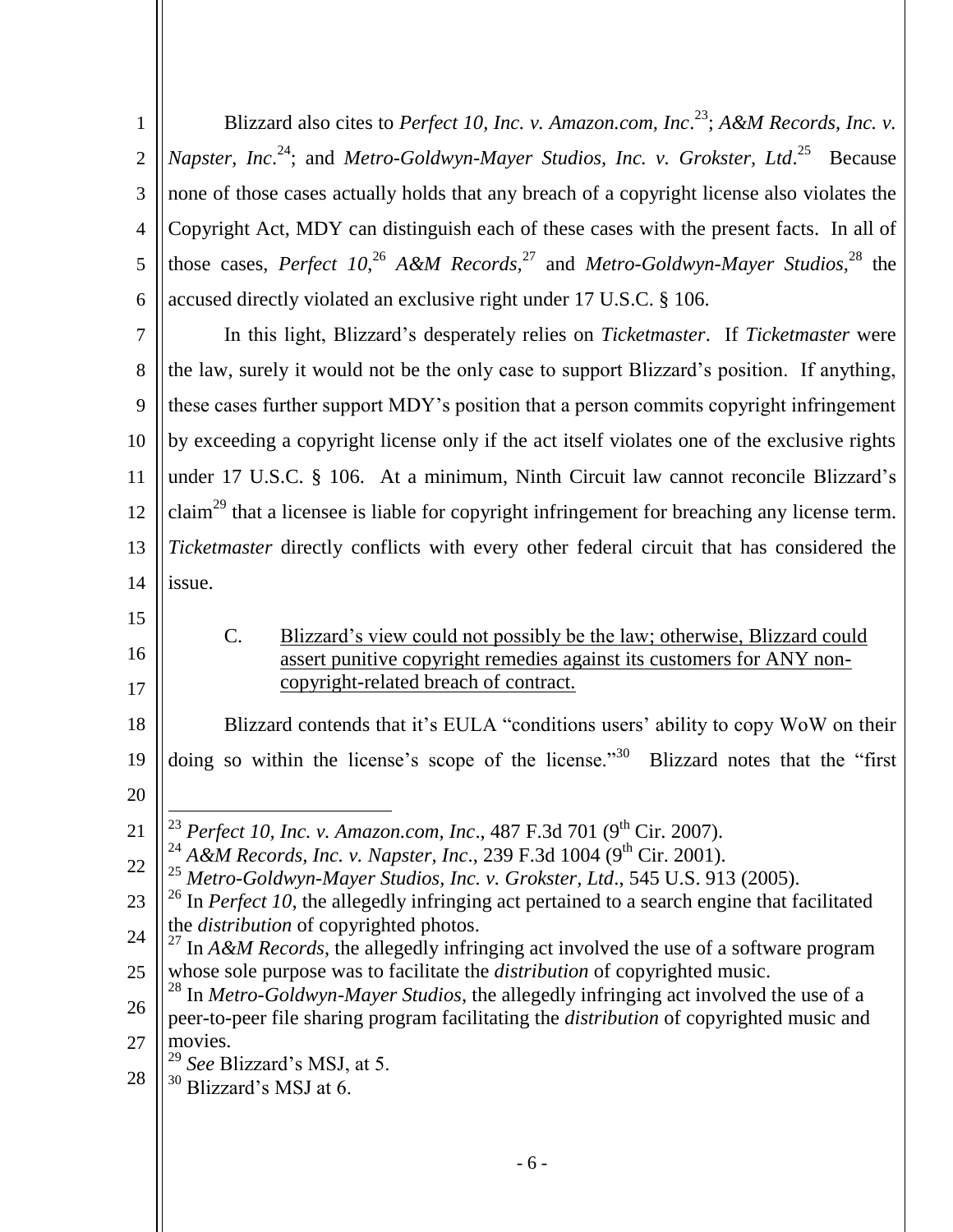Blizzard also cites to *Perfect 10, Inc. v. Amazon.com, Inc*.[23]; *A&M Records, Inc. v. Napster, Inc*.[24]; and *Metro-Goldwyn-Mayer Studios, Inc. v. Grokster, Ltd*.[25] Because none of those cases actually holds that any breach of a copyright license also violates the Copyright Act, MDY can distinguish each of these cases with the present facts. In all of those cases, *Perfect 10*,[26] *A&M Records*,[27] and *Metro-Goldwyn-Mayer Studios*,[28] the accused directly violated an exclusive right under 17 U.S.C. § 106.

In this light, Blizzard's desperately relies on *Ticketmaster*. If *Ticketmaster* were the law, surely it would not be the only case to support Blizzard's position. If anything, these cases further support MDY's position that a person commits copyright infringement by exceeding a copyright license only if the act itself violates one of the exclusive rights under 17 U.S.C. § 106. At a minimum, Ninth Circuit law cannot reconcile Blizzard's claim[29] that a licensee is liable for copyright infringement for breaching any license term. *Ticketmaster* directly conflicts with every other federal circuit that has considered the issue.

C. <u>Blizzard's view could not possibly be the law; otherwise, Blizzard could assert punitive copyright remedies against its customers for ANY non-copyright-related breach of contract.</u>

Blizzard contends that it's EULA "conditions users' ability to copy WoW on their doing so within the license's scope of the license."[30] Blizzard notes that the "first

---

[23] *Perfect 10, Inc. v. Amazon.com, Inc*., 487 F.3d 701 (9th Cir. 2007).

[24] *A&M Records, Inc. v. Napster, Inc*., 239 F.3d 1004 (9th Cir. 2001).

[25] *Metro-Goldwyn-Mayer Studios, Inc. v. Grokster, Ltd*., 545 U.S. 913 (2005).

[26] In *Perfect 10*, the allegedly infringing act pertained to a search engine that facilitated the *distribution* of copyrighted photos.

[27] In *A&M Records*, the allegedly infringing act involved the use of a software program whose sole purpose was to facilitate the *distribution* of copyrighted music.

[28] In *Metro-Goldwyn-Mayer Studios*, the allegedly infringing act involved the use of a peer-to-peer file sharing program facilitating the *distribution* of copyrighted music and movies.

[29] *See* Blizzard's MSJ, at 5.

[30] Blizzard's MSJ at 6.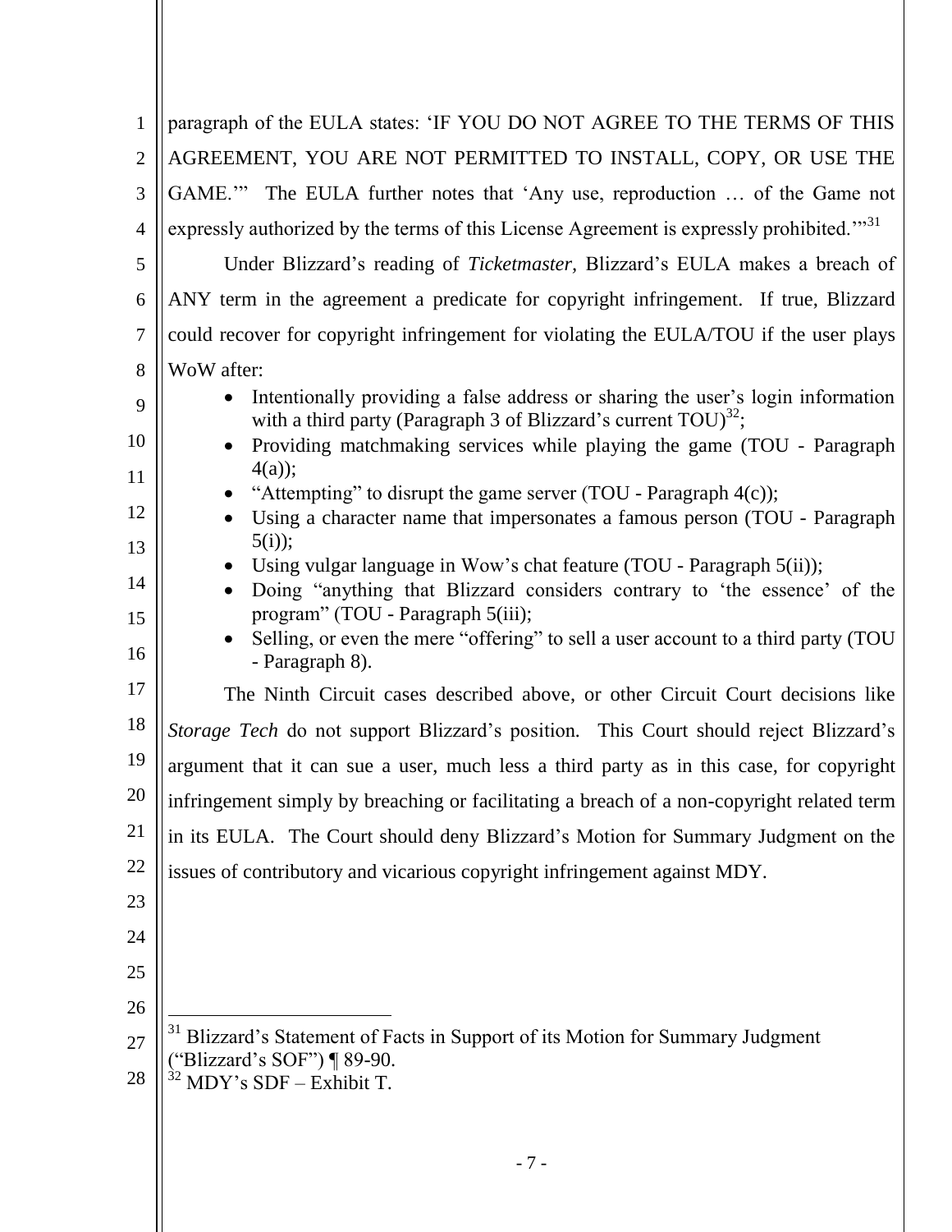paragraph of the EULA states: 'IF YOU DO NOT AGREE TO THE TERMS OF THIS AGREEMENT, YOU ARE NOT PERMITTED TO INSTALL, COPY, OR USE THE GAME.'" The EULA further notes that 'Any use, reproduction … of the Game not expressly authorized by the terms of this License Agreement is expressly prohibited.'"[31]

Under Blizzard's reading of *Ticketmaster*, Blizzard's EULA makes a breach of ANY term in the agreement a predicate for copyright infringement. If true, Blizzard could recover for copyright infringement for violating the EULA/TOU if the user plays WoW after:

- Intentionally providing a false address or sharing the user's login information with a third party (Paragraph 3 of Blizzard's current TOU)[32];
- Providing matchmaking services while playing the game (TOU - Paragraph 4(a));
- "Attempting" to disrupt the game server (TOU - Paragraph 4(c));
- Using a character name that impersonates a famous person (TOU - Paragraph 5(i));
- Using vulgar language in Wow's chat feature (TOU - Paragraph 5(ii));
- Doing "anything that Blizzard considers contrary to 'the essence' of the program" (TOU - Paragraph 5(iii);
- Selling, or even the mere "offering" to sell a user account to a third party (TOU - Paragraph 8).

The Ninth Circuit cases described above, or other Circuit Court decisions like *Storage Tech* do not support Blizzard's position. This Court should reject Blizzard's argument that it can sue a user, much less a third party as in this case, for copyright infringement simply by breaching or facilitating a breach of a non-copyright related term in its EULA. The Court should deny Blizzard's Motion for Summary Judgment on the issues of contributory and vicarious copyright infringement against MDY.

---

[31] Blizzard's Statement of Facts in Support of its Motion for Summary Judgment ("Blizzard's SOF") ¶ 89-90.

[32] MDY's SDF – Exhibit T.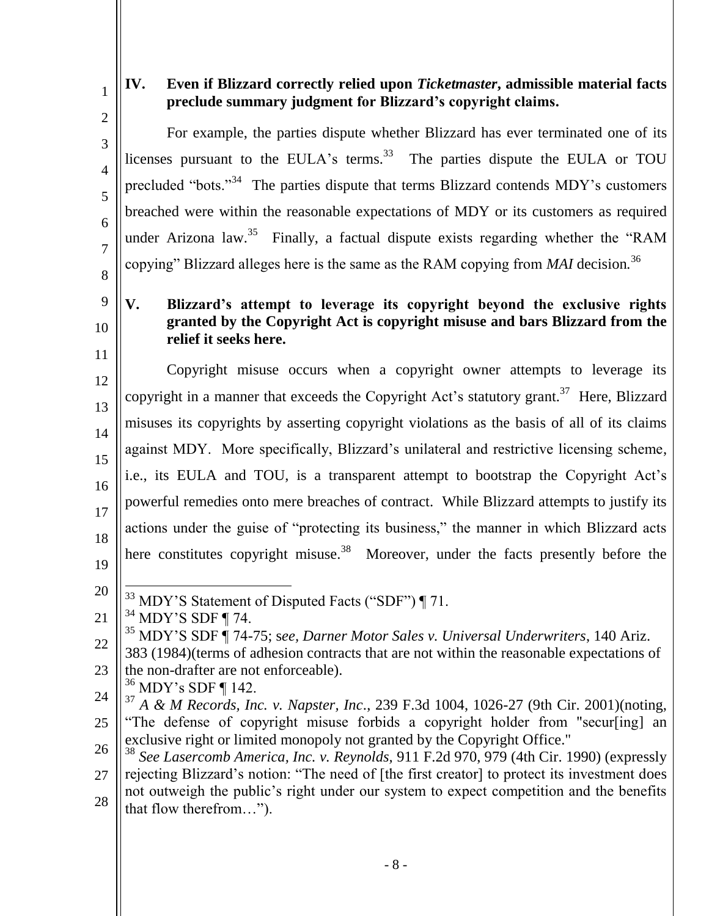## IV. Even if Blizzard correctly relied upon *Ticketmaster*, admissible material facts preclude summary judgment for Blizzard's copyright claims.

For example, the parties dispute whether Blizzard has ever terminated one of its licenses pursuant to the EULA's terms.[33] The parties dispute the EULA or TOU precluded "bots."[34] The parties dispute that terms Blizzard contends MDY's customers breached were within the reasonable expectations of MDY or its customers as required under Arizona law.[35] Finally, a factual dispute exists regarding whether the "RAM copying" Blizzard alleges here is the same as the RAM copying from *MAI* decision.[36]

## V. Blizzard's attempt to leverage its copyright beyond the exclusive rights granted by the Copyright Act is copyright misuse and bars Blizzard from the relief it seeks here.

Copyright misuse occurs when a copyright owner attempts to leverage its copyright in a manner that exceeds the Copyright Act's statutory grant.[37] Here, Blizzard misuses its copyrights by asserting copyright violations as the basis of all of its claims against MDY. More specifically, Blizzard's unilateral and restrictive licensing scheme, i.e., its EULA and TOU, is a transparent attempt to bootstrap the Copyright Act's powerful remedies onto mere breaches of contract. While Blizzard attempts to justify its actions under the guise of "protecting its business," the manner in which Blizzard acts here constitutes copyright misuse.[38] Moreover, under the facts presently before the

---

[33] MDY'S Statement of Disputed Facts ("SDF") ¶ 71.

[34] MDY'S SDF ¶ 74.

[35] MDY'S SDF ¶ 74-75; s*ee, Darner Motor Sales v. Universal Underwriters*, 140 Ariz. 383 (1984)(terms of adhesion contracts that are not within the reasonable expectations of the non-drafter are not enforceable).

[36] MDY's SDF ¶ 142.

[37] *A & M Records, Inc. v. Napster, Inc.*, 239 F.3d 1004, 1026-27 (9th Cir. 2001)(noting, "The defense of copyright misuse forbids a copyright holder from "secur[ing] an exclusive right or limited monopoly not granted by the Copyright Office."

[38] *See Lasercomb America, Inc. v. Reynolds*, 911 F.2d 970, 979 (4th Cir. 1990) (expressly rejecting Blizzard's notion: "The need of [the first creator] to protect its investment does not outweigh the public's right under our system to expect competition and the benefits that flow therefrom…").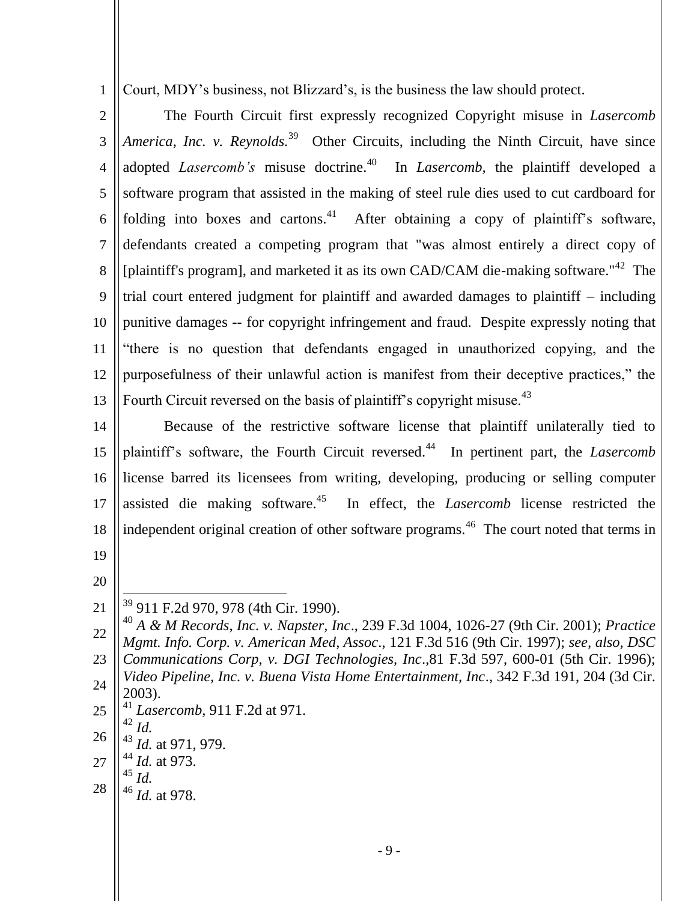Court, MDY's business, not Blizzard's, is the business the law should protect.

The Fourth Circuit first expressly recognized Copyright misuse in *Lasercomb America, Inc. v. Reynolds.*[39] Other Circuits, including the Ninth Circuit, have since adopted *Lasercomb's* misuse doctrine.[40] In *Lasercomb,* the plaintiff developed a software program that assisted in the making of steel rule dies used to cut cardboard for folding into boxes and cartons.[41] After obtaining a copy of plaintiff's software, defendants created a competing program that "was almost entirely a direct copy of [plaintiff's program], and marketed it as its own CAD/CAM die-making software."[42] The trial court entered judgment for plaintiff and awarded damages to plaintiff – including punitive damages -- for copyright infringement and fraud. Despite expressly noting that "there is no question that defendants engaged in unauthorized copying, and the purposefulness of their unlawful action is manifest from their deceptive practices," the Fourth Circuit reversed on the basis of plaintiff's copyright misuse.[43]

Because of the restrictive software license that plaintiff unilaterally tied to plaintiff's software, the Fourth Circuit reversed.[44] In pertinent part, the *Lasercomb* license barred its licensees from writing, developing, producing or selling computer assisted die making software.[45] In effect, the *Lasercomb* license restricted the independent original creation of other software programs.[46] The court noted that terms in

---

[39] 911 F.2d 970, 978 (4th Cir. 1990).

[40] *A & M Records, Inc. v. Napster, Inc*., 239 F.3d 1004, 1026-27 (9th Cir. 2001); *Practice Mgmt. Info. Corp. v. American Med, Assoc*., 121 F.3d 516 (9th Cir. 1997); *see, also, DSC Communications Corp, v. DGI Technologies, Inc*.,81 F.3d 597, 600-01 (5th Cir. 1996); *Video Pipeline, Inc. v. Buena Vista Home Entertainment, Inc*., 342 F.3d 191, 204 (3d Cir. 2003).

[41] *Lasercomb*, 911 F.2d at 971.

[42] *Id.*

[43] *Id.* at 971, 979.

[44] *Id.* at 973.

[45] *Id.*

[46] *Id.* at 978.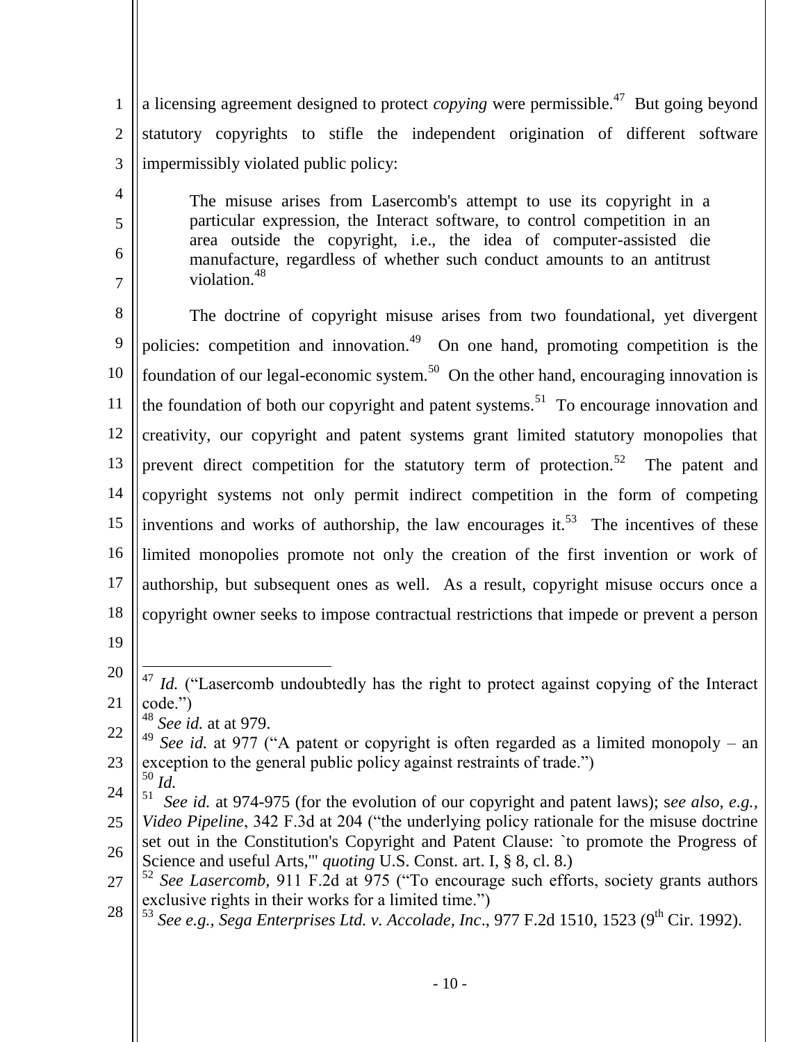a licensing agreement designed to protect *copying* were permissible.[47] But going beyond statutory copyrights to stifle the independent origination of different software impermissibly violated public policy:

> The misuse arises from Lasercomb's attempt to use its copyright in a particular expression, the Interact software, to control competition in an area outside the copyright, i.e., the idea of computer-assisted die manufacture, regardless of whether such conduct amounts to an antitrust violation.[48]

The doctrine of copyright misuse arises from two foundational, yet divergent policies: competition and innovation.[49] On one hand, promoting competition is the foundation of our legal-economic system.[50] On the other hand, encouraging innovation is the foundation of both our copyright and patent systems.[51] To encourage innovation and creativity, our copyright and patent systems grant limited statutory monopolies that prevent direct competition for the statutory term of protection.[52] The patent and copyright systems not only permit indirect competition in the form of competing inventions and works of authorship, the law encourages it.[53] The incentives of these limited monopolies promote not only the creation of the first invention or work of authorship, but subsequent ones as well. As a result, copyright misuse occurs once a copyright owner seeks to impose contractual restrictions that impede or prevent a person

---

[47] *Id.* ("Lasercomb undoubtedly has the right to protect against copying of the Interact code.")

[48] *See id.* at at 979.

[49] *See id.* at 977 ("A patent or copyright is often regarded as a limited monopoly – an exception to the general public policy against restraints of trade.")

[50] *Id.*

[51] *See id.* at 974-975 (for the evolution of our copyright and patent laws); s*ee also, e.g., Video Pipeline*, 342 F.3d at 204 ("the underlying policy rationale for the misuse doctrine set out in the Constitution's Copyright and Patent Clause: `to promote the Progress of Science and useful Arts,'" *quoting* U.S. Const. art. I, § 8, cl. 8.)

[52] *See Lasercomb*, 911 F.2d at 975 ("To encourage such efforts, society grants authors exclusive rights in their works for a limited time.")

[53] *See e.g., Sega Enterprises Ltd. v. Accolade, Inc*., 977 F.2d 1510, 1523 (9th Cir. 1992).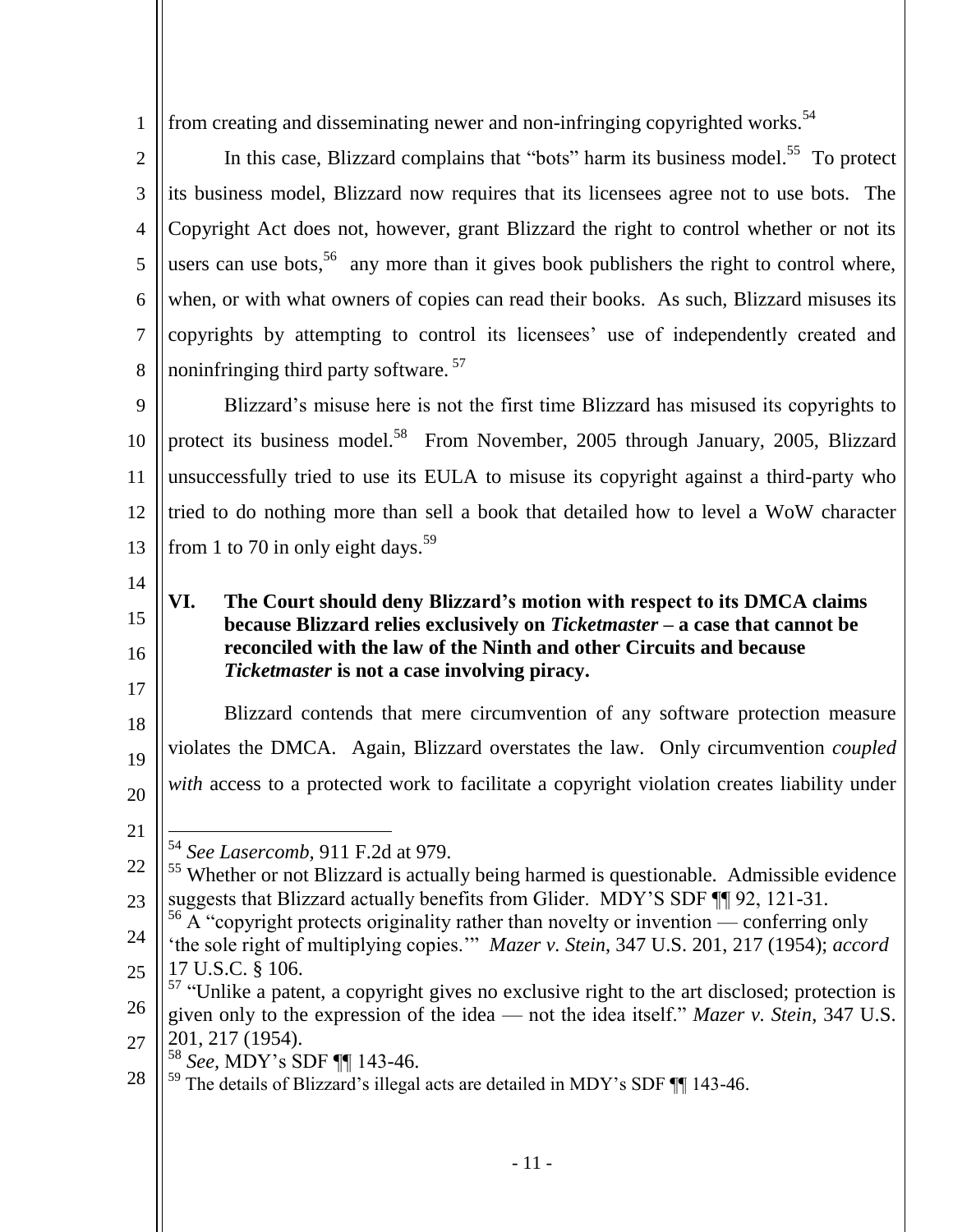from creating and disseminating newer and non-infringing copyrighted works.[54]

In this case, Blizzard complains that "bots" harm its business model.[55] To protect its business model, Blizzard now requires that its licensees agree not to use bots. The Copyright Act does not, however, grant Blizzard the right to control whether or not its users can use bots,[56] any more than it gives book publishers the right to control where, when, or with what owners of copies can read their books. As such, Blizzard misuses its copyrights by attempting to control its licensees' use of independently created and noninfringing third party software.[57]

Blizzard's misuse here is not the first time Blizzard has misused its copyrights to protect its business model.[58] From November, 2005 through January, 2005, Blizzard unsuccessfully tried to use its EULA to misuse its copyright against a third-party who tried to do nothing more than sell a book that detailed how to level a WoW character from 1 to 70 in only eight days.[59]

## VI. The Court should deny Blizzard's motion with respect to its DMCA claims because Blizzard relies exclusively on *Ticketmaster* – a case that cannot be reconciled with the law of the Ninth and other Circuits and because *Ticketmaster* is not a case involving piracy.

Blizzard contends that mere circumvention of any software protection measure violates the DMCA. Again, Blizzard overstates the law. Only circumvention *coupled with* access to a protected work to facilitate a copyright violation creates liability under

---

[54] *See Lasercomb*, 911 F.2d at 979.

[55] Whether or not Blizzard is actually being harmed is questionable. Admissible evidence suggests that Blizzard actually benefits from Glider. MDY'S SDF ¶¶ 92, 121-31.

[56] A "copyright protects originality rather than novelty or invention — conferring only 'the sole right of multiplying copies.'" *Mazer v. Stein*, 347 U.S. 201, 217 (1954); *accord* 17 U.S.C. § 106.

[57] "Unlike a patent, a copyright gives no exclusive right to the art disclosed; protection is given only to the expression of the idea — not the idea itself." *Mazer v. Stein*, 347 U.S. 201, 217 (1954).

[58] *See*, MDY's SDF ¶¶ 143-46.

[59] The details of Blizzard's illegal acts are detailed in MDY's SDF ¶¶ 143-46.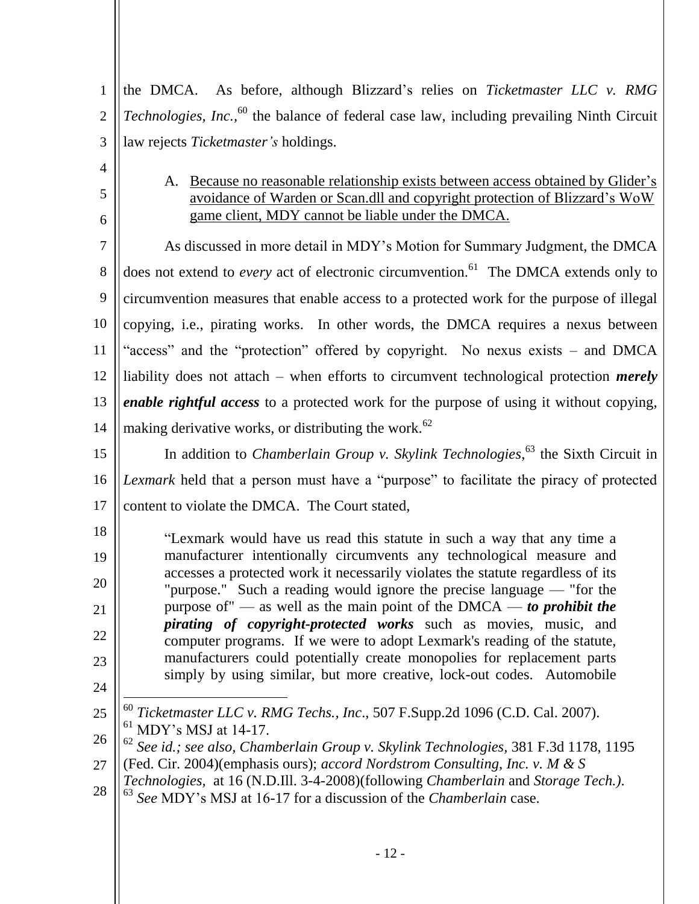the DMCA. As before, although Blizzard's relies on *Ticketmaster LLC v. RMG Technologies, Inc.*,[60] the balance of federal case law, including prevailing Ninth Circuit law rejects *Ticketmaster's* holdings.

A. Because no reasonable relationship exists between access obtained by Glider's avoidance of Warden or Scan.dll and copyright protection of Blizzard's WoW game client, MDY cannot be liable under the DMCA.

As discussed in more detail in MDY's Motion for Summary Judgment, the DMCA does not extend to *every* act of electronic circumvention.[61] The DMCA extends only to circumvention measures that enable access to a protected work for the purpose of illegal copying, i.e., pirating works. In other words, the DMCA requires a nexus between "access" and the "protection" offered by copyright. No nexus exists – and DMCA liability does not attach – when efforts to circumvent technological protection ***merely enable rightful access*** to a protected work for the purpose of using it without copying, making derivative works, or distributing the work.[62]

In addition to *Chamberlain Group v. Skylink Technologies*,[63] the Sixth Circuit in *Lexmark* held that a person must have a "purpose" to facilitate the piracy of protected content to violate the DMCA. The Court stated,

> "Lexmark would have us read this statute in such a way that any time a manufacturer intentionally circumvents any technological measure and accesses a protected work it necessarily violates the statute regardless of its "purpose." Such a reading would ignore the precise language — "for the purpose of" — as well as the main point of the DMCA — ***to prohibit the pirating of copyright-protected works*** such as movies, music, and computer programs. If we were to adopt Lexmark's reading of the statute, manufacturers could potentially create monopolies for replacement parts simply by using similar, but more creative, lock-out codes. Automobile

---

[60] *Ticketmaster LLC v. RMG Techs., Inc*., 507 F.Supp.2d 1096 (C.D. Cal. 2007).

[61] MDY's MSJ at 14-17.

[62] *See id.; see also, Chamberlain Group v. Skylink Technologies,* 381 F.3d 1178, 1195 (Fed. Cir. 2004)(emphasis ours); *accord Nordstrom Consulting, Inc. v. M & S Technologies*, at 16 (N.D.Ill. 3-4-2008)(following *Chamberlain* and *Storage Tech.)*.

[63] *See* MDY's MSJ at 16-17 for a discussion of the *Chamberlain* case.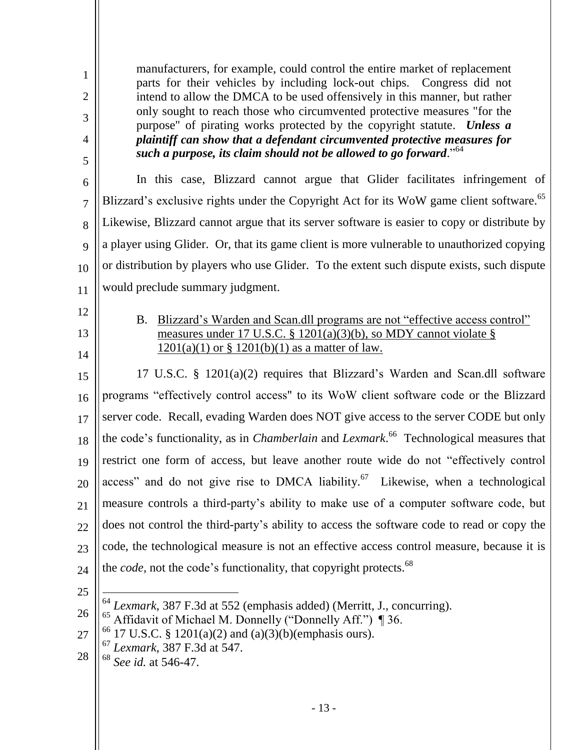> manufacturers, for example, could control the entire market of replacement parts for their vehicles by including lock-out chips. Congress did not intend to allow the DMCA to be used offensively in this manner, but rather only sought to reach those who circumvented protective measures "for the purpose" of pirating works protected by the copyright statute. ***Unless a plaintiff can show that a defendant circumvented protective measures for such a purpose, its claim should not be allowed to go forward*.**"[64]

In this case, Blizzard cannot argue that Glider facilitates infringement of Blizzard's exclusive rights under the Copyright Act for its WoW game client software.[65] Likewise, Blizzard cannot argue that its server software is easier to copy or distribute by a player using Glider. Or, that its game client is more vulnerable to unauthorized copying or distribution by players who use Glider. To the extent such dispute exists, such dispute would preclude summary judgment.

B. <u>Blizzard's Warden and Scan.dll programs are not "effective access control" measures under 17 U.S.C. § 1201(a)(3)(b), so MDY cannot violate § 1201(a)(1) or § 1201(b)(1) as a matter of law.</u>

17 U.S.C. § 1201(a)(2) requires that Blizzard's Warden and Scan.dll software programs "effectively control access" to its WoW client software code or the Blizzard server code. Recall, evading Warden does NOT give access to the server CODE but only the code's functionality, as in *Chamberlain* and *Lexmark*.[66] Technological measures that restrict one form of access, but leave another route wide do not "effectively control access" and do not give rise to DMCA liability.[67] Likewise, when a technological measure controls a third-party's ability to make use of a computer software code, but does not control the third-party's ability to access the software code to read or copy the code, the technological measure is not an effective access control measure, because it is the *code*, not the code's functionality, that copyright protects.[68]

---

[64] *Lexmark*, 387 F.3d at 552 (emphasis added) (Merritt, J., concurring).

[65] Affidavit of Michael M. Donnelly ("Donnelly Aff.") ¶ 36.

[66] 17 U.S.C. § 1201(a)(2) and (a)(3)(b)(emphasis ours).

[67] *Lexmark*, 387 F.3d at 547.

[68] *See id.* at 546-47.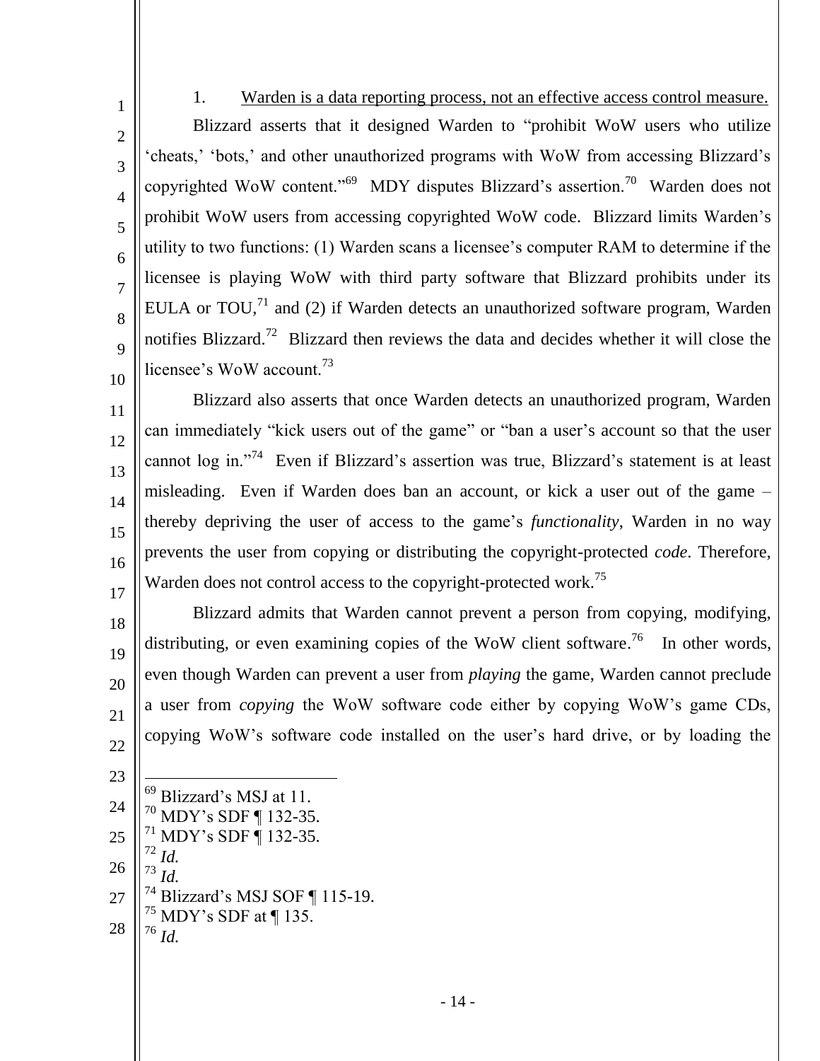1. <u>Warden is a data reporting process, not an effective access control measure.</u>

Blizzard asserts that it designed Warden to "prohibit WoW users who utilize 'cheats,' 'bots,' and other unauthorized programs with WoW from accessing Blizzard's copyrighted WoW content."[69] MDY disputes Blizzard's assertion.[70] Warden does not prohibit WoW users from accessing copyrighted WoW code. Blizzard limits Warden's utility to two functions: (1) Warden scans a licensee's computer RAM to determine if the licensee is playing WoW with third party software that Blizzard prohibits under its EULA or TOU,[71] and (2) if Warden detects an unauthorized software program, Warden notifies Blizzard.[72] Blizzard then reviews the data and decides whether it will close the licensee's WoW account.[73]

Blizzard also asserts that once Warden detects an unauthorized program, Warden can immediately "kick users out of the game" or "ban a user's account so that the user cannot log in."[74] Even if Blizzard's assertion was true, Blizzard's statement is at least misleading. Even if Warden does ban an account, or kick a user out of the game – thereby depriving the user of access to the game's *functionality*, Warden in no way prevents the user from copying or distributing the copyright-protected *code*. Therefore, Warden does not control access to the copyright-protected work.[75]

Blizzard admits that Warden cannot prevent a person from copying, modifying, distributing, or even examining copies of the WoW client software.[76] In other words, even though Warden can prevent a user from *playing* the game, Warden cannot preclude a user from *copying* the WoW software code either by copying WoW's game CDs, copying WoW's software code installed on the user's hard drive, or by loading the

---

[69] Blizzard's MSJ at 11.
[70] MDY's SDF ¶ 132-35.
[71] MDY's SDF ¶ 132-35.
[72] *Id.*
[73] *Id.*
[74] Blizzard's MSJ SOF ¶ 115-19.
[75] MDY's SDF at ¶ 135.
[76] *Id.*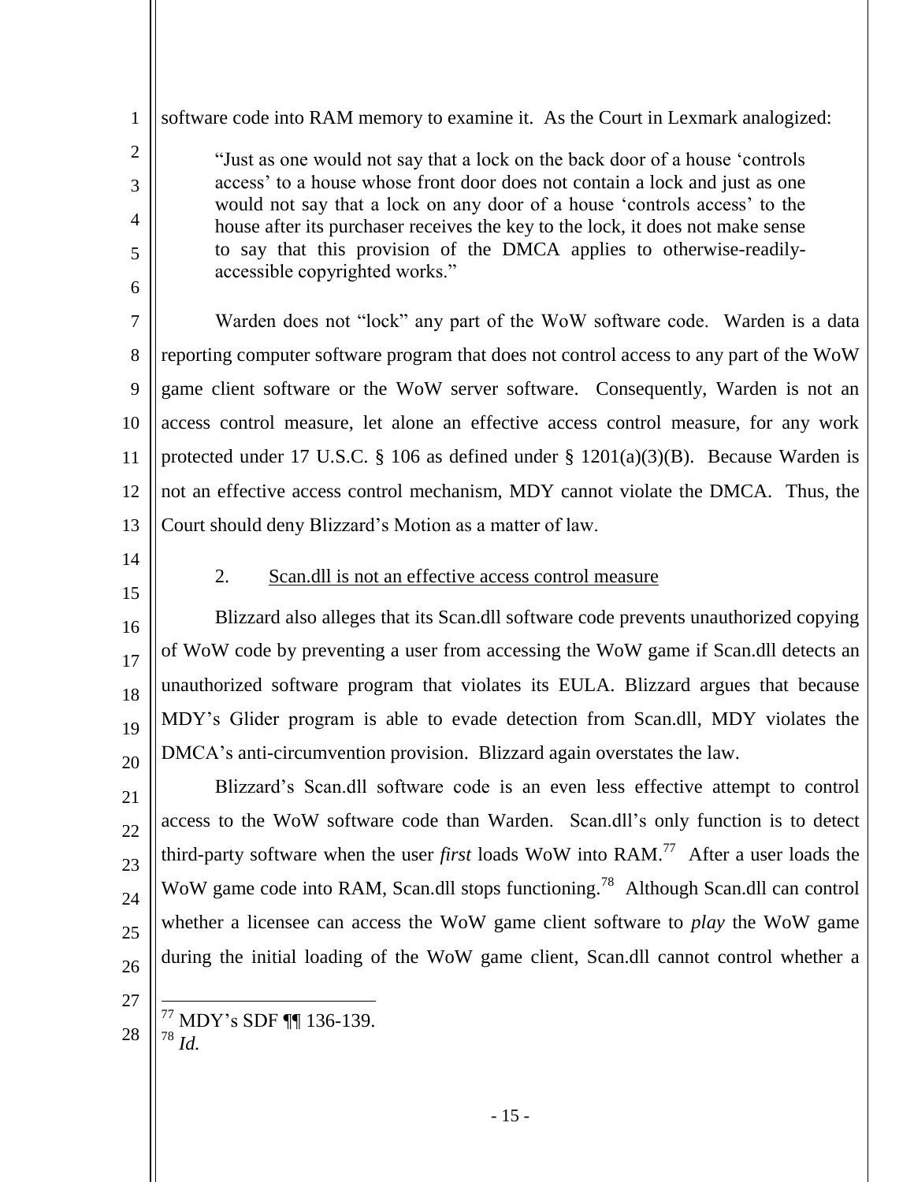software code into RAM memory to examine it. As the Court in Lexmark analogized:

> "Just as one would not say that a lock on the back door of a house 'controls access' to a house whose front door does not contain a lock and just as one would not say that a lock on any door of a house 'controls access' to the house after its purchaser receives the key to the lock, it does not make sense to say that this provision of the DMCA applies to otherwise-readily-accessible copyrighted works."

Warden does not "lock" any part of the WoW software code. Warden is a data reporting computer software program that does not control access to any part of the WoW game client software or the WoW server software. Consequently, Warden is not an access control measure, let alone an effective access control measure, for any work protected under 17 U.S.C. § 106 as defined under § 1201(a)(3)(B). Because Warden is not an effective access control mechanism, MDY cannot violate the DMCA. Thus, the Court should deny Blizzard's Motion as a matter of law.

2. Scan.dll is not an effective access control measure

Blizzard also alleges that its Scan.dll software code prevents unauthorized copying of WoW code by preventing a user from accessing the WoW game if Scan.dll detects an unauthorized software program that violates its EULA. Blizzard argues that because MDY's Glider program is able to evade detection from Scan.dll, MDY violates the DMCA's anti-circumvention provision. Blizzard again overstates the law.

Blizzard's Scan.dll software code is an even less effective attempt to control access to the WoW software code than Warden. Scan.dll's only function is to detect third-party software when the user *first* loads WoW into RAM.[77] After a user loads the WoW game code into RAM, Scan.dll stops functioning.[78] Although Scan.dll can control whether a licensee can access the WoW game client software to *play* the WoW game during the initial loading of the WoW game client, Scan.dll cannot control whether a

[77] MDY's SDF ¶¶ 136-139.
[78] *Id.*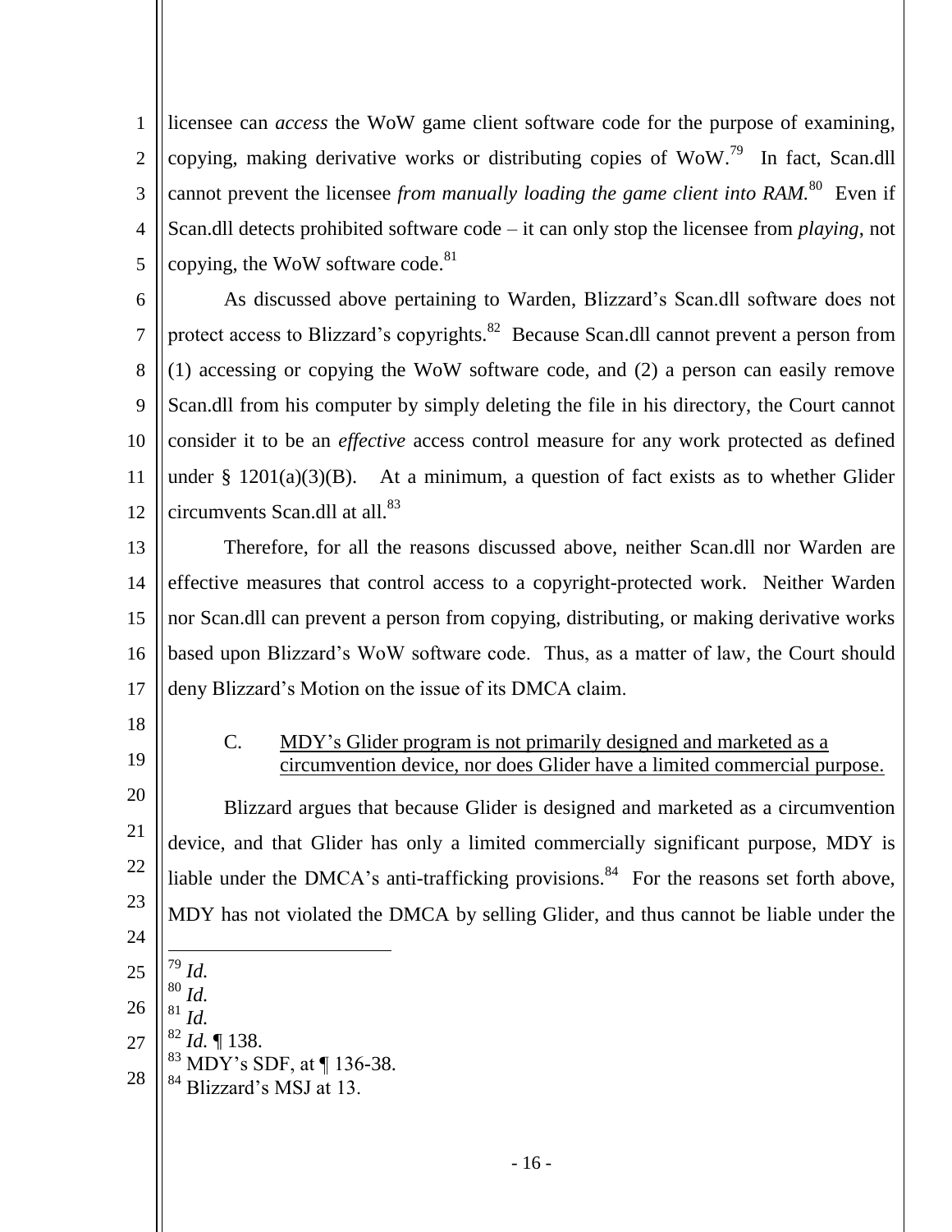licensee can *access* the WoW game client software code for the purpose of examining, copying, making derivative works or distributing copies of WoW.[79] In fact, Scan.dll cannot prevent the licensee *from manually loading the game client into RAM.*[80] Even if Scan.dll detects prohibited software code – it can only stop the licensee from *playing*, not copying, the WoW software code.[81]

As discussed above pertaining to Warden, Blizzard's Scan.dll software does not protect access to Blizzard's copyrights.[82] Because Scan.dll cannot prevent a person from (1) accessing or copying the WoW software code, and (2) a person can easily remove Scan.dll from his computer by simply deleting the file in his directory, the Court cannot consider it to be an *effective* access control measure for any work protected as defined under § 1201(a)(3)(B). At a minimum, a question of fact exists as to whether Glider circumvents Scan.dll at all.[83]

Therefore, for all the reasons discussed above, neither Scan.dll nor Warden are effective measures that control access to a copyright-protected work. Neither Warden nor Scan.dll can prevent a person from copying, distributing, or making derivative works based upon Blizzard's WoW software code. Thus, as a matter of law, the Court should deny Blizzard's Motion on the issue of its DMCA claim.

C. <u>MDY's Glider program is not primarily designed and marketed as a circumvention device, nor does Glider have a limited commercial purpose.</u>

Blizzard argues that because Glider is designed and marketed as a circumvention device, and that Glider has only a limited commercially significant purpose, MDY is liable under the DMCA's anti-trafficking provisions.[84] For the reasons set forth above, MDY has not violated the DMCA by selling Glider, and thus cannot be liable under the

---

[79] *Id.*
[80] *Id.*
[81] *Id.*
[82] *Id.* ¶ 138.
[83] MDY's SDF, at ¶ 136-38.
[84] Blizzard's MSJ at 13.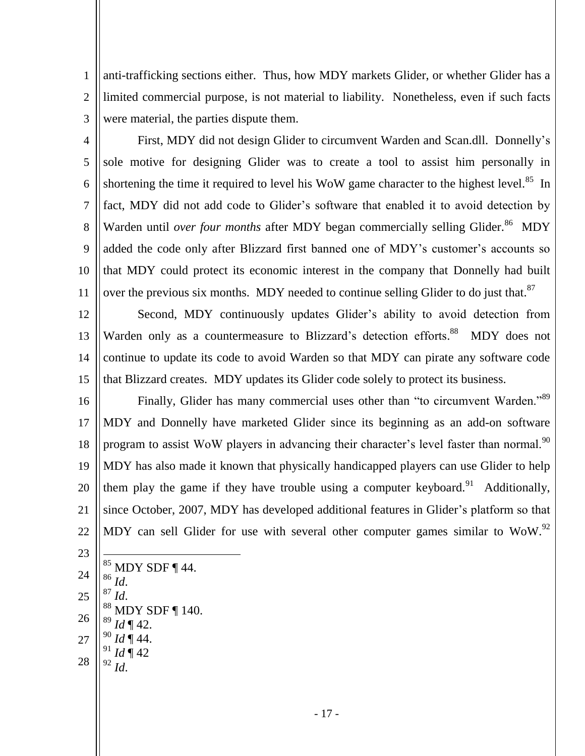anti-trafficking sections either. Thus, how MDY markets Glider, or whether Glider has a limited commercial purpose, is not material to liability. Nonetheless, even if such facts were material, the parties dispute them.

First, MDY did not design Glider to circumvent Warden and Scan.dll. Donnelly's sole motive for designing Glider was to create a tool to assist him personally in shortening the time it required to level his WoW game character to the highest level.[85] In fact, MDY did not add code to Glider's software that enabled it to avoid detection by Warden until *over four months* after MDY began commercially selling Glider.[86] MDY added the code only after Blizzard first banned one of MDY's customer's accounts so that MDY could protect its economic interest in the company that Donnelly had built over the previous six months. MDY needed to continue selling Glider to do just that.[87]

Second, MDY continuously updates Glider's ability to avoid detection from Warden only as a countermeasure to Blizzard's detection efforts.[88] MDY does not continue to update its code to avoid Warden so that MDY can pirate any software code that Blizzard creates. MDY updates its Glider code solely to protect its business.

Finally, Glider has many commercial uses other than "to circumvent Warden."[89] MDY and Donnelly have marketed Glider since its beginning as an add-on software program to assist WoW players in advancing their character's level faster than normal.[90] MDY has also made it known that physically handicapped players can use Glider to help them play the game if they have trouble using a computer keyboard.[91] Additionally, since October, 2007, MDY has developed additional features in Glider's platform so that MDY can sell Glider for use with several other computer games similar to WoW.[92]

---

[85] MDY SDF ¶ 44.
[86] *Id*.
[87] *Id*.
[88] MDY SDF ¶ 140.
[89] *Id* ¶ 42.
[90] *Id* ¶ 44.
[91] *Id* ¶ 42
[92] *Id*.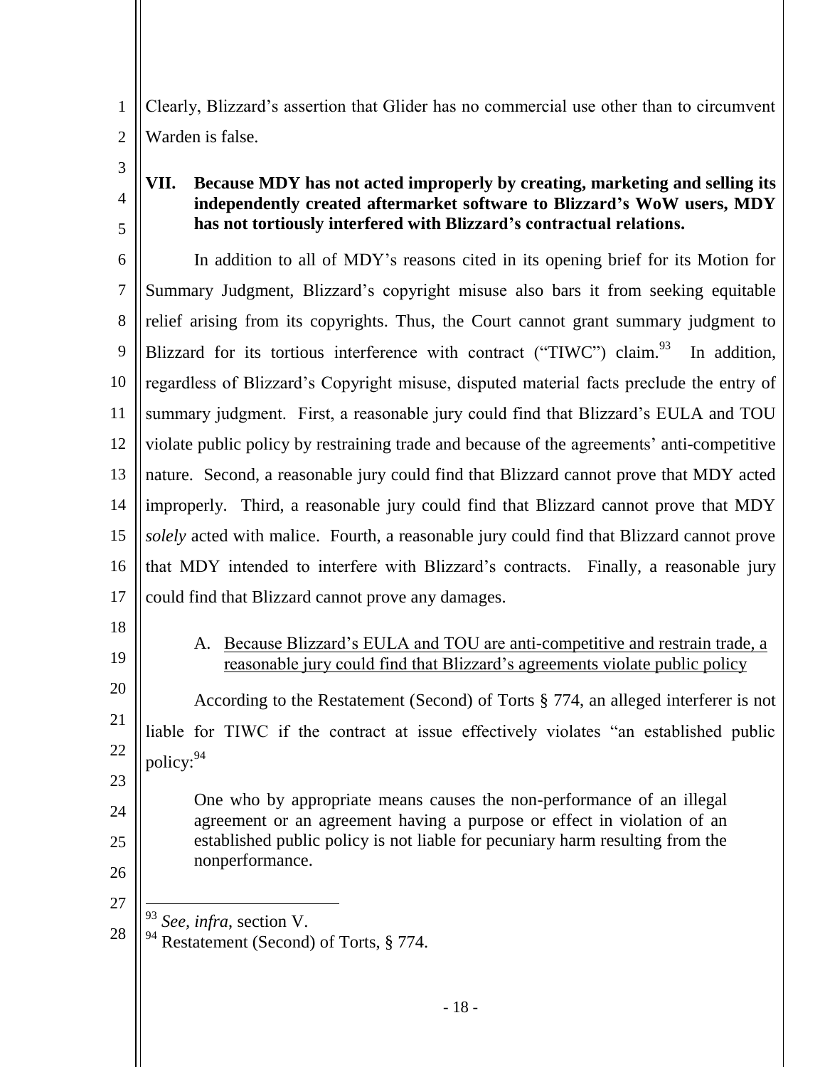Clearly, Blizzard's assertion that Glider has no commercial use other than to circumvent Warden is false.

## VII. Because MDY has not acted improperly by creating, marketing and selling its independently created aftermarket software to Blizzard's WoW users, MDY has not tortiously interfered with Blizzard's contractual relations.

In addition to all of MDY's reasons cited in its opening brief for its Motion for Summary Judgment, Blizzard's copyright misuse also bars it from seeking equitable relief arising from its copyrights. Thus, the Court cannot grant summary judgment to Blizzard for its tortious interference with contract ("TIWC") claim.[93] In addition, regardless of Blizzard's Copyright misuse, disputed material facts preclude the entry of summary judgment. First, a reasonable jury could find that Blizzard's EULA and TOU violate public policy by restraining trade and because of the agreements' anti-competitive nature. Second, a reasonable jury could find that Blizzard cannot prove that MDY acted improperly. Third, a reasonable jury could find that Blizzard cannot prove that MDY *solely* acted with malice. Fourth, a reasonable jury could find that Blizzard cannot prove that MDY intended to interfere with Blizzard's contracts. Finally, a reasonable jury could find that Blizzard cannot prove any damages.

### A. Because Blizzard's EULA and TOU are anti-competitive and restrain trade, a reasonable jury could find that Blizzard's agreements violate public policy

According to the Restatement (Second) of Torts § 774, an alleged interferer is not liable for TIWC if the contract at issue effectively violates "an established public policy:[94]

> One who by appropriate means causes the non-performance of an illegal agreement or an agreement having a purpose or effect in violation of an established public policy is not liable for pecuniary harm resulting from the nonperformance.

---

[93] *See*, *infra*, section V.

[94] Restatement (Second) of Torts, § 774.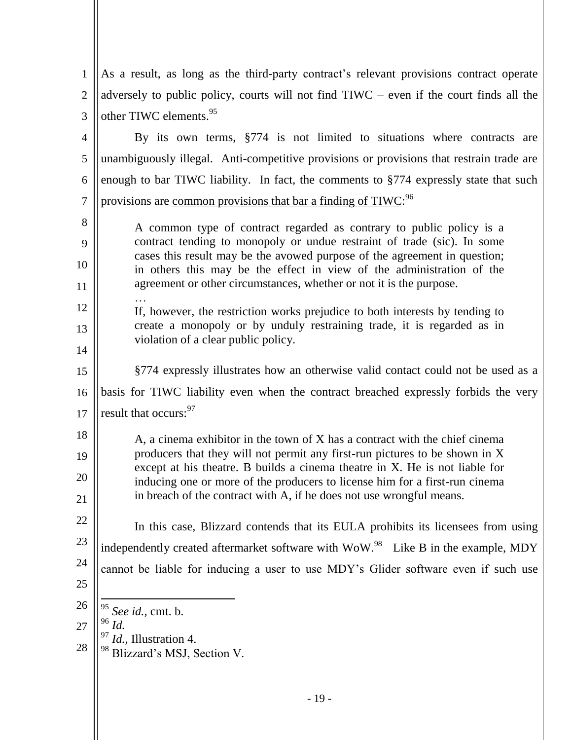As a result, as long as the third-party contract's relevant provisions contract operate adversely to public policy, courts will not find TIWC – even if the court finds all the other TIWC elements.[95]

By its own terms, §774 is not limited to situations where contracts are unambiguously illegal. Anti-competitive provisions or provisions that restrain trade are enough to bar TIWC liability. In fact, the comments to §774 expressly state that such provisions are common provisions that bar a finding of TIWC:[96]

> A common type of contract regarded as contrary to public policy is a contract tending to monopoly or undue restraint of trade (sic). In some cases this result may be the avowed purpose of the agreement in question; in others this may be the effect in view of the administration of the agreement or other circumstances, whether or not it is the purpose.
>
> …
>
> If, however, the restriction works prejudice to both interests by tending to create a monopoly or by unduly restraining trade, it is regarded as in violation of a clear public policy.

§774 expressly illustrates how an otherwise valid contact could not be used as a basis for TIWC liability even when the contract breached expressly forbids the very result that occurs:[97]

> A, a cinema exhibitor in the town of X has a contract with the chief cinema producers that they will not permit any first-run pictures to be shown in X except at his theatre. B builds a cinema theatre in X. He is not liable for inducing one or more of the producers to license him for a first-run cinema in breach of the contract with A, if he does not use wrongful means.

In this case, Blizzard contends that its EULA prohibits its licensees from using independently created aftermarket software with WoW.[98] Like B in the example, MDY cannot be liable for inducing a user to use MDY's Glider software even if such use

---

[95] *See id.,* cmt. b.

[96] *Id.*

[97] *Id.,* Illustration 4.

[98] Blizzard's MSJ, Section V.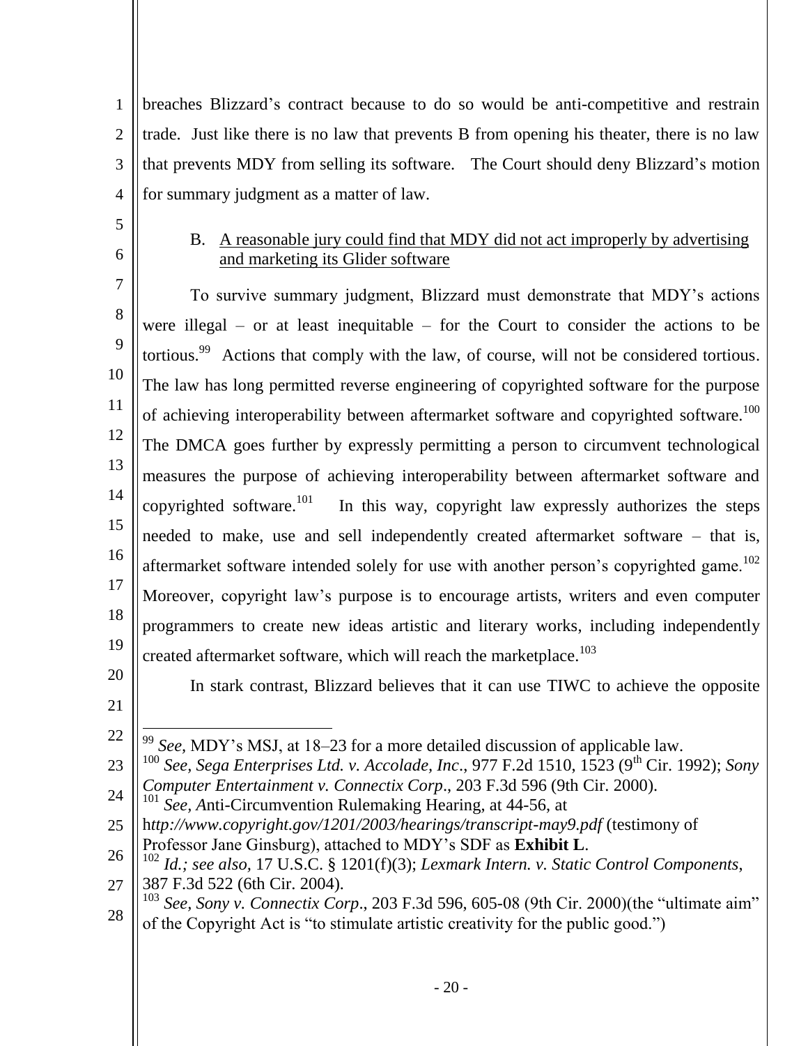breaches Blizzard's contract because to do so would be anti-competitive and restrain trade. Just like there is no law that prevents B from opening his theater, there is no law that prevents MDY from selling its software. The Court should deny Blizzard's motion for summary judgment as a matter of law.

B. <u>A reasonable jury could find that MDY did not act improperly by advertising and marketing its Glider software</u>

To survive summary judgment, Blizzard must demonstrate that MDY's actions were illegal – or at least inequitable – for the Court to consider the actions to be tortious.[99] Actions that comply with the law, of course, will not be considered tortious. The law has long permitted reverse engineering of copyrighted software for the purpose of achieving interoperability between aftermarket software and copyrighted software.[100] The DMCA goes further by expressly permitting a person to circumvent technological measures the purpose of achieving interoperability between aftermarket software and copyrighted software.[101] In this way, copyright law expressly authorizes the steps needed to make, use and sell independently created aftermarket software – that is, aftermarket software intended solely for use with another person's copyrighted game.[102] Moreover, copyright law's purpose is to encourage artists, writers and even computer programmers to create new ideas artistic and literary works, including independently created aftermarket software, which will reach the marketplace.[103]

In stark contrast, Blizzard believes that it can use TIWC to achieve the opposite

---

[99] *See*, MDY's MSJ, at 18–23 for a more detailed discussion of applicable law.

[100] *See*, *Sega Enterprises Ltd. v. Accolade, Inc*., 977 F.2d 1510, 1523 (9th Cir. 1992); *Sony Computer Entertainment v. Connectix Corp*., 203 F.3d 596 (9th Cir. 2000).

[101] *See, A*nti-Circumvention Rulemaking Hearing, at 44-56, at h*ttp://www.copyright.gov/1201/2003/hearings/transcript-may9.pdf* (testimony of Professor Jane Ginsburg), attached to MDY's SDF as **Exhibit L**.

[102] *Id.; see also*, 17 U.S.C. § 1201(f)(3); *Lexmark Intern. v. Static Control Components*, 387 F.3d 522 (6th Cir. 2004).

[103] *See, Sony v. Connectix Corp*., 203 F.3d 596, 605-08 (9th Cir. 2000)(the "ultimate aim" of the Copyright Act is "to stimulate artistic creativity for the public good.")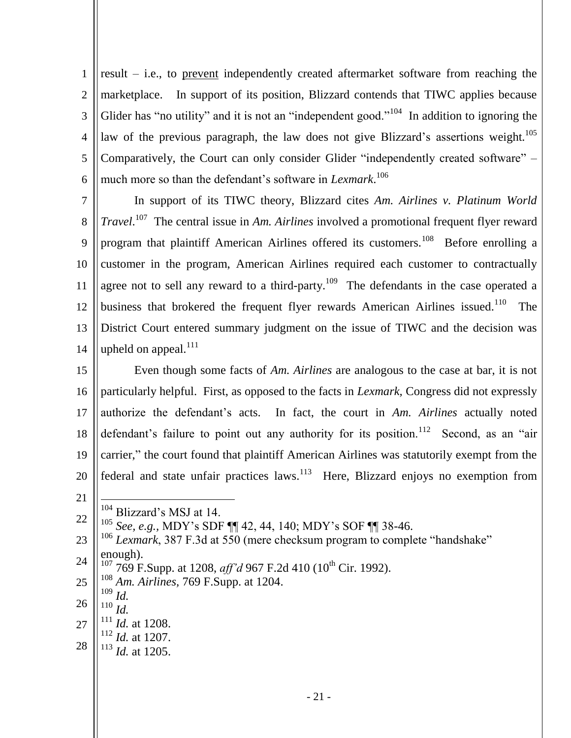result – i.e., to prevent independently created aftermarket software from reaching the marketplace. In support of its position, Blizzard contends that TIWC applies because Glider has "no utility" and it is not an "independent good."[104] In addition to ignoring the law of the previous paragraph, the law does not give Blizzard's assertions weight.[105] Comparatively, the Court can only consider Glider "independently created software" – much more so than the defendant's software in *Lexmark*.[106]

In support of its TIWC theory, Blizzard cites *Am. Airlines v. Platinum World Travel*.[107] The central issue in *Am. Airlines* involved a promotional frequent flyer reward program that plaintiff American Airlines offered its customers.[108] Before enrolling a customer in the program, American Airlines required each customer to contractually agree not to sell any reward to a third-party.[109] The defendants in the case operated a business that brokered the frequent flyer rewards American Airlines issued.[110] The District Court entered summary judgment on the issue of TIWC and the decision was upheld on appeal.[111]

Even though some facts of *Am. Airlines* are analogous to the case at bar, it is not particularly helpful. First, as opposed to the facts in *Lexmark,* Congress did not expressly authorize the defendant's acts. In fact, the court in *Am. Airlines* actually noted defendant's failure to point out any authority for its position.[112] Second, as an "air carrier," the court found that plaintiff American Airlines was statutorily exempt from the federal and state unfair practices laws.[113] Here, Blizzard enjoys no exemption from

---

[104] Blizzard's MSJ at 14.

[105] *See, e.g.,* MDY's SDF ¶¶ 42, 44, 140; MDY's SOF ¶¶ 38-46.

[106] *Lexmark*, 387 F.3d at 550 (mere checksum program to complete "handshake" enough).

[107] 769 F.Supp. at 1208, *aff'd* 967 F.2d 410 (10th Cir. 1992).

[108] *Am. Airlines*, 769 F.Supp. at 1204.

[109] *Id.*

[110] *Id.*

[111] *Id.* at 1208.

[112] *Id.* at 1207.

[113] *Id.* at 1205.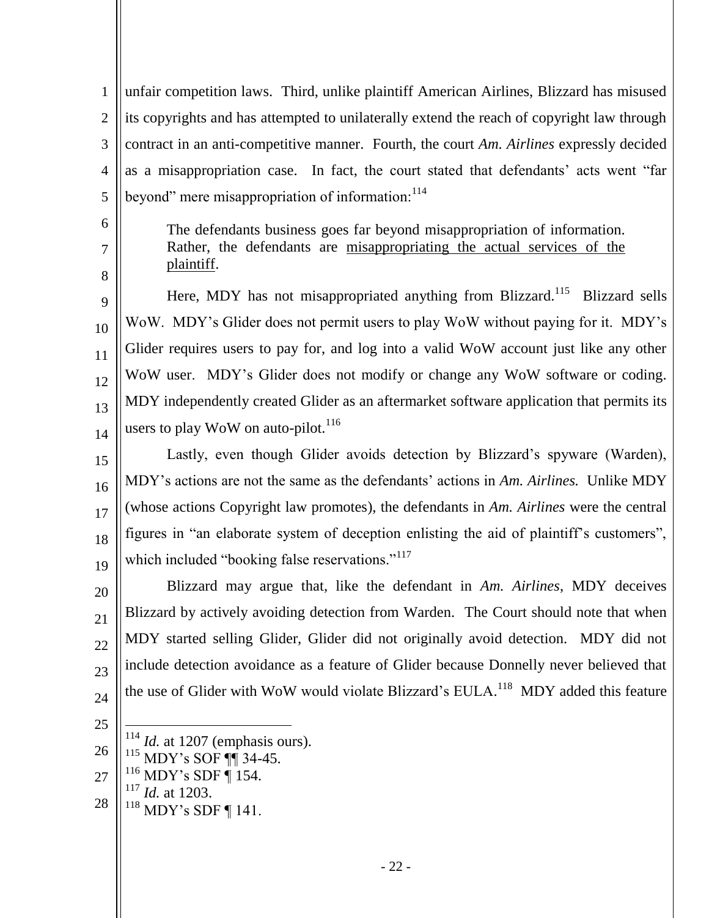unfair competition laws. Third, unlike plaintiff American Airlines, Blizzard has misused its copyrights and has attempted to unilaterally extend the reach of copyright law through contract in an anti-competitive manner. Fourth, the court *Am. Airlines* expressly decided as a misappropriation case. In fact, the court stated that defendants' acts went "far beyond" mere misappropriation of information:[114]

> The defendants business goes far beyond misappropriation of information. Rather, the defendants are <u>misappropriating the actual services of the plaintiff</u>.

Here, MDY has not misappropriated anything from Blizzard.[115] Blizzard sells WoW. MDY's Glider does not permit users to play WoW without paying for it. MDY's Glider requires users to pay for, and log into a valid WoW account just like any other WoW user. MDY's Glider does not modify or change any WoW software or coding. MDY independently created Glider as an aftermarket software application that permits its users to play WoW on auto-pilot.[116]

Lastly, even though Glider avoids detection by Blizzard's spyware (Warden), MDY's actions are not the same as the defendants' actions in *Am. Airlines.* Unlike MDY (whose actions Copyright law promotes), the defendants in *Am. Airlines* were the central figures in "an elaborate system of deception enlisting the aid of plaintiff's customers", which included "booking false reservations."[117]

Blizzard may argue that, like the defendant in *Am. Airlines*, MDY deceives Blizzard by actively avoiding detection from Warden. The Court should note that when MDY started selling Glider, Glider did not originally avoid detection. MDY did not include detection avoidance as a feature of Glider because Donnelly never believed that the use of Glider with WoW would violate Blizzard's EULA.[118] MDY added this feature

---

[114] *Id.* at 1207 (emphasis ours).
[115] MDY's SOF ¶¶ 34-45.
[116] MDY's SDF ¶ 154.
[117] *Id.* at 1203.
[118] MDY's SDF ¶ 141.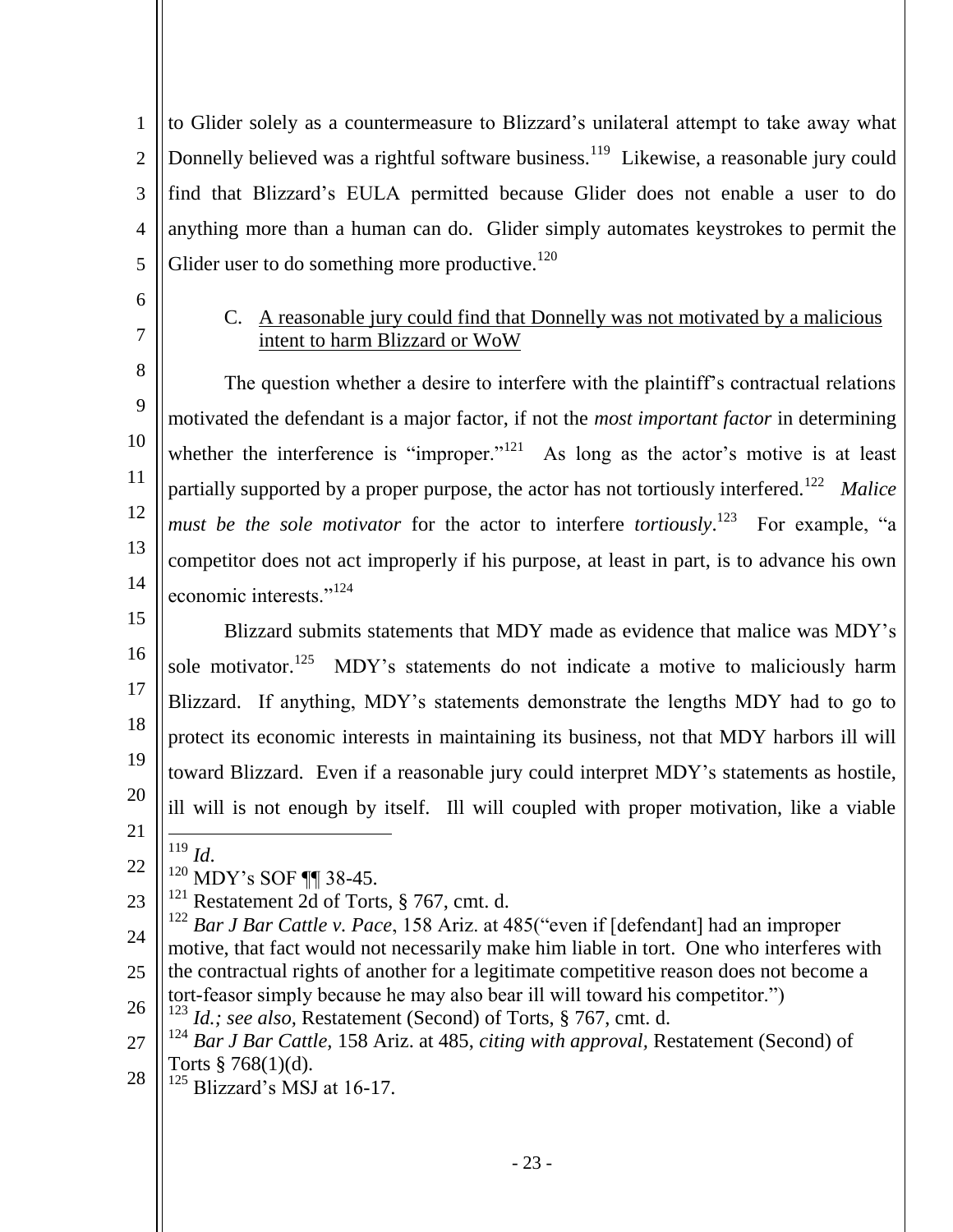to Glider solely as a countermeasure to Blizzard's unilateral attempt to take away what Donnelly believed was a rightful software business.[119] Likewise, a reasonable jury could find that Blizzard's EULA permitted because Glider does not enable a user to do anything more than a human can do. Glider simply automates keystrokes to permit the Glider user to do something more productive.[120]

C. <u>A reasonable jury could find that Donnelly was not motivated by a malicious intent to harm Blizzard or WoW</u>

The question whether a desire to interfere with the plaintiff's contractual relations motivated the defendant is a major factor, if not the *most important factor* in determining whether the interference is "improper."[121] As long as the actor's motive is at least partially supported by a proper purpose, the actor has not tortiously interfered.[122] *Malice must be the sole motivator* for the actor to interfere *tortiously*.[123] For example, "a competitor does not act improperly if his purpose, at least in part, is to advance his own economic interests."[124]

Blizzard submits statements that MDY made as evidence that malice was MDY's sole motivator.[125] MDY's statements do not indicate a motive to maliciously harm Blizzard. If anything, MDY's statements demonstrate the lengths MDY had to go to protect its economic interests in maintaining its business, not that MDY harbors ill will toward Blizzard. Even if a reasonable jury could interpret MDY's statements as hostile, ill will is not enough by itself. Ill will coupled with proper motivation, like a viable

---

[119] *Id*.

[120] MDY's SOF ¶¶ 38-45.

[121] Restatement 2d of Torts, § 767, cmt. d.

[122] *Bar J Bar Cattle v. Pace*, 158 Ariz. at 485("even if [defendant] had an improper motive, that fact would not necessarily make him liable in tort. One who interferes with the contractual rights of another for a legitimate competitive reason does not become a tort-feasor simply because he may also bear ill will toward his competitor.")

[123] *Id.; see also*, Restatement (Second) of Torts, § 767, cmt. d.

[124] *Bar J Bar Cattle*, 158 Ariz. at 485, *citing with approval*, Restatement (Second) of Torts § 768(1)(d).

[125] Blizzard's MSJ at 16-17.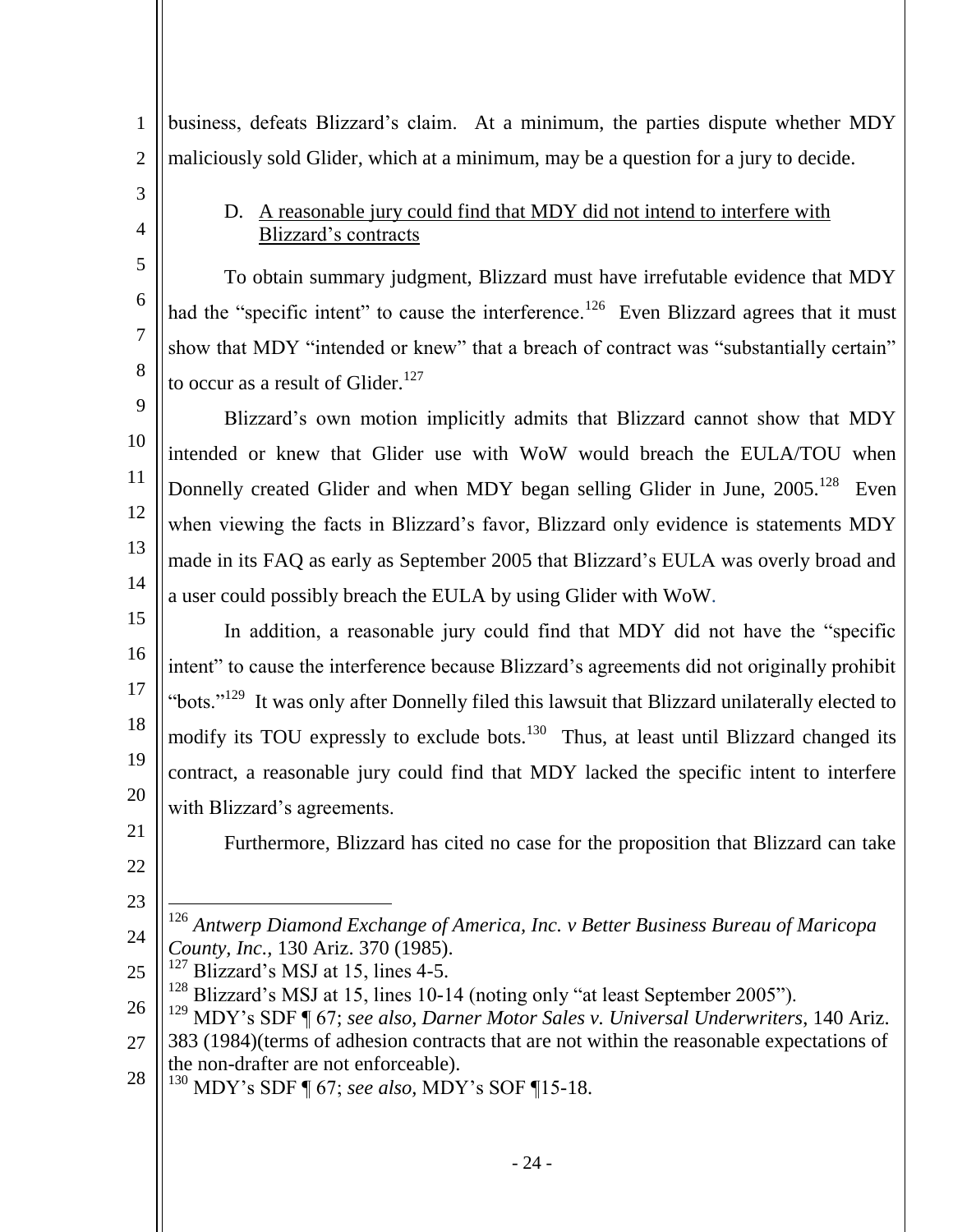business, defeats Blizzard's claim. At a minimum, the parties dispute whether MDY maliciously sold Glider, which at a minimum, may be a question for a jury to decide.

D. <u>A reasonable jury could find that MDY did not intend to interfere with Blizzard's contracts</u>

To obtain summary judgment, Blizzard must have irrefutable evidence that MDY had the "specific intent" to cause the interference.[126] Even Blizzard agrees that it must show that MDY "intended or knew" that a breach of contract was "substantially certain" to occur as a result of Glider.[127]

Blizzard's own motion implicitly admits that Blizzard cannot show that MDY intended or knew that Glider use with WoW would breach the EULA/TOU when Donnelly created Glider and when MDY began selling Glider in June, 2005.[128] Even when viewing the facts in Blizzard's favor, Blizzard only evidence is statements MDY made in its FAQ as early as September 2005 that Blizzard's EULA was overly broad and a user could possibly breach the EULA by using Glider with WoW.

In addition, a reasonable jury could find that MDY did not have the "specific intent" to cause the interference because Blizzard's agreements did not originally prohibit "bots."[129] It was only after Donnelly filed this lawsuit that Blizzard unilaterally elected to modify its TOU expressly to exclude bots.[130] Thus, at least until Blizzard changed its contract, a reasonable jury could find that MDY lacked the specific intent to interfere with Blizzard's agreements.

Furthermore, Blizzard has cited no case for the proposition that Blizzard can take

---

[126] *Antwerp Diamond Exchange of America, Inc. v Better Business Bureau of Maricopa County, Inc.*, 130 Ariz. 370 (1985).

[127] Blizzard's MSJ at 15, lines 4-5.

[128] Blizzard's MSJ at 15, lines 10-14 (noting only "at least September 2005").

[129] MDY's SDF ¶ 67; *see also, Darner Motor Sales v. Universal Underwriters*, 140 Ariz. 383 (1984)(terms of adhesion contracts that are not within the reasonable expectations of the non-drafter are not enforceable).

[130] MDY's SDF ¶ 67; *see also*, MDY's SOF ¶15-18.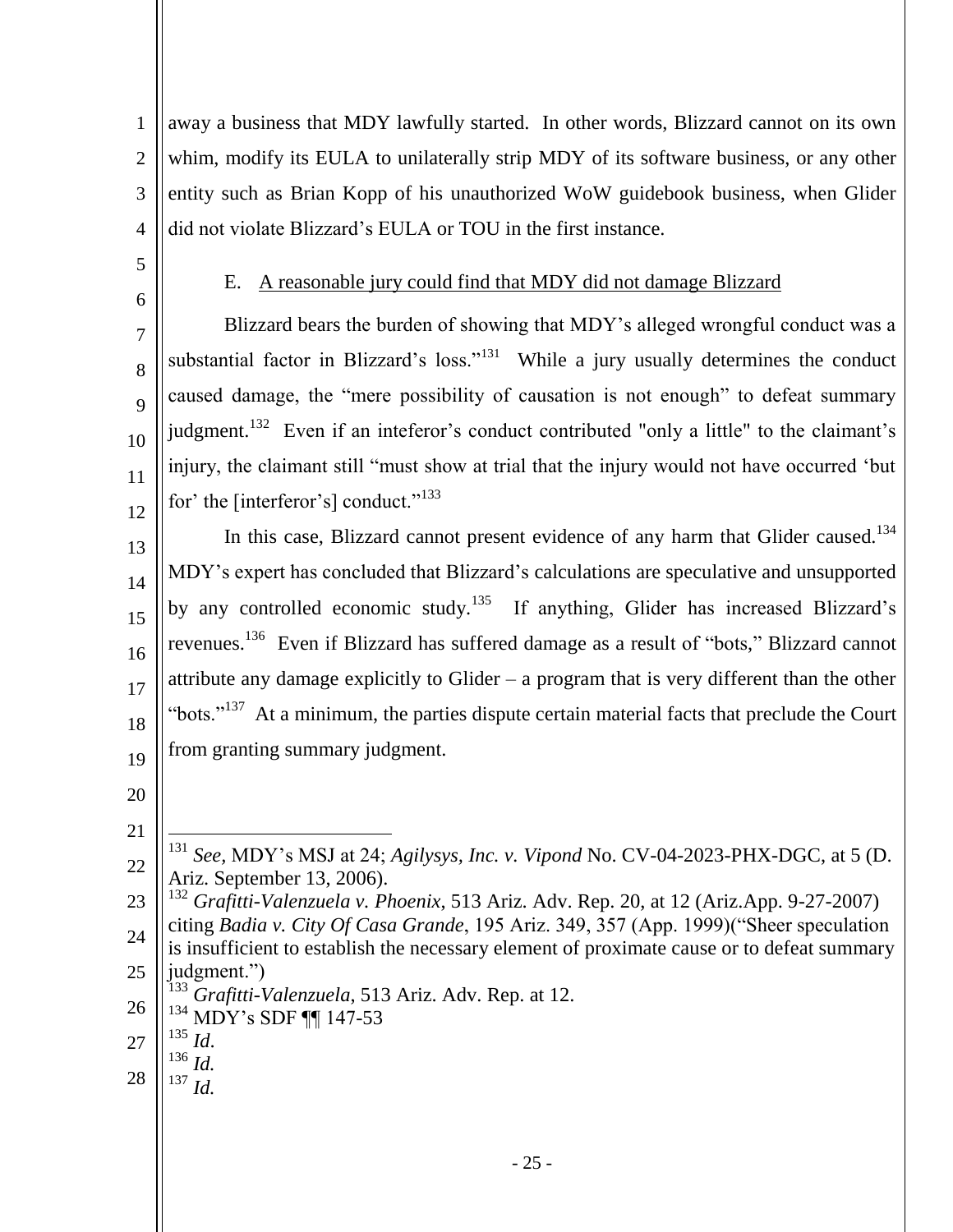away a business that MDY lawfully started. In other words, Blizzard cannot on its own whim, modify its EULA to unilaterally strip MDY of its software business, or any other entity such as Brian Kopp of his unauthorized WoW guidebook business, when Glider did not violate Blizzard's EULA or TOU in the first instance.

### E. A reasonable jury could find that MDY did not damage Blizzard

Blizzard bears the burden of showing that MDY's alleged wrongful conduct was a substantial factor in Blizzard's loss."[131] While a jury usually determines the conduct caused damage, the "mere possibility of causation is not enough" to defeat summary judgment.[132] Even if an inteferor's conduct contributed "only a little" to the claimant's injury, the claimant still "must show at trial that the injury would not have occurred 'but for' the [interferor's] conduct."[133]

In this case, Blizzard cannot present evidence of any harm that Glider caused.[134] MDY's expert has concluded that Blizzard's calculations are speculative and unsupported by any controlled economic study.[135] If anything, Glider has increased Blizzard's revenues.[136] Even if Blizzard has suffered damage as a result of "bots," Blizzard cannot attribute any damage explicitly to Glider – a program that is very different than the other "bots."[137] At a minimum, the parties dispute certain material facts that preclude the Court from granting summary judgment.

---

[131] *See*, MDY's MSJ at 24; *Agilysys, Inc. v. Vipond* No. CV-04-2023-PHX-DGC, at 5 (D. Ariz. September 13, 2006).

[132] *Grafitti-Valenzuela v. Phoenix*, 513 Ariz. Adv. Rep. 20, at 12 (Ariz.App. 9-27-2007) citing *Badia v. City Of Casa Grande*, 195 Ariz. 349, 357 (App. 1999)("Sheer speculation is insufficient to establish the necessary element of proximate cause or to defeat summary judgment.")

[133] *Grafitti-Valenzuela*, 513 Ariz. Adv. Rep. at 12.

[134] MDY's SDF ¶¶ 147-53

[135] *Id.*

[136] *Id.*

[137] *Id.*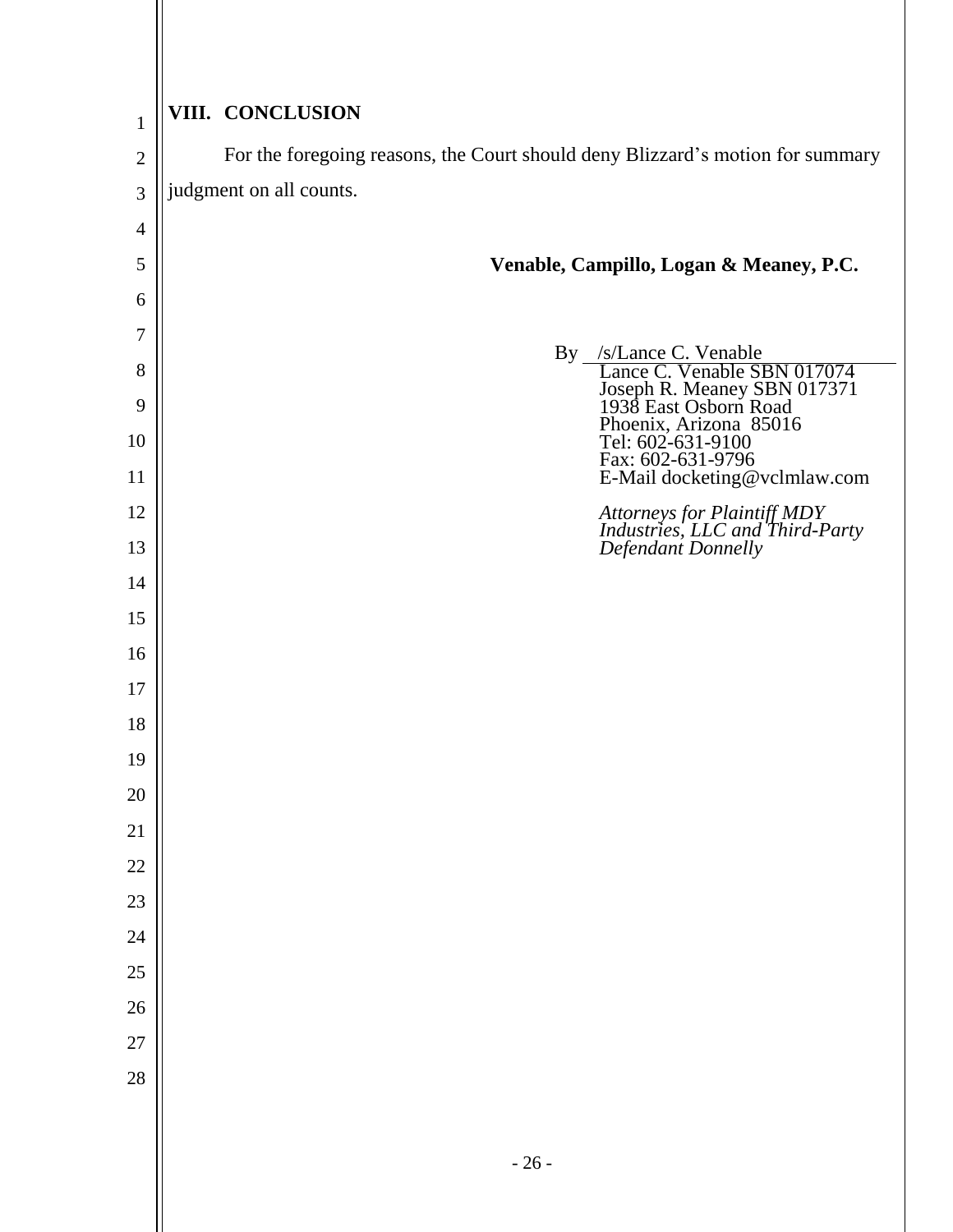## VIII. CONCLUSION

For the foregoing reasons, the Court should deny Blizzard's motion for summary judgment on all counts.

**Venable, Campillo, Logan & Meaney, P.C.**

By /s/Lance C. Venable
Lance C. Venable SBN 017074
Joseph R. Meaney SBN 017371
1938 East Osborn Road
Phoenix, Arizona 85016
Tel: 602-631-9100
Fax: 602-631-9796
E-Mail docketing@vclmlaw.com

*Attorneys for Plaintiff MDY Industries, LLC and Third-Party Defendant Donnelly*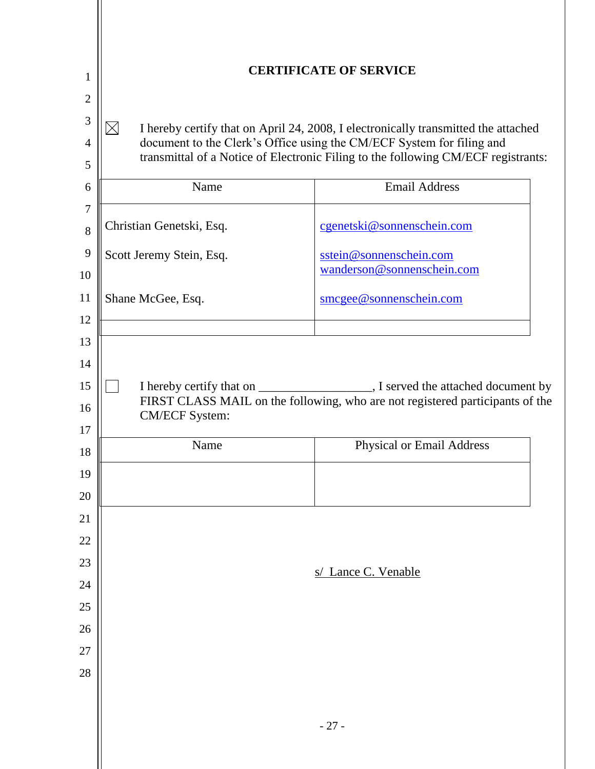# CERTIFICATE OF SERVICE

☒ I hereby certify that on April 24, 2008, I electronically transmitted the attached document to the Clerk's Office using the CM/ECF System for filing and transmittal of a Notice of Electronic Filing to the following CM/ECF registrants:

| Name | Email Address |
|---|---|
| Christian Genetski, Esq. | cgenetski@sonnenschein.com |
| Scott Jeremy Stein, Esq. | sstein@sonnenschein.com<br>wanderson@sonnenschein.com |
| Shane McGee, Esq. | smcgee@sonnenschein.com |
| | |

☐ I hereby certify that on __________________, I served the attached document by FIRST CLASS MAIL on the following, who are not registered participants of the CM/ECF System:

| Name | Physical or Email Address |
|---|---|
| | |

s/ Lance C. Venable